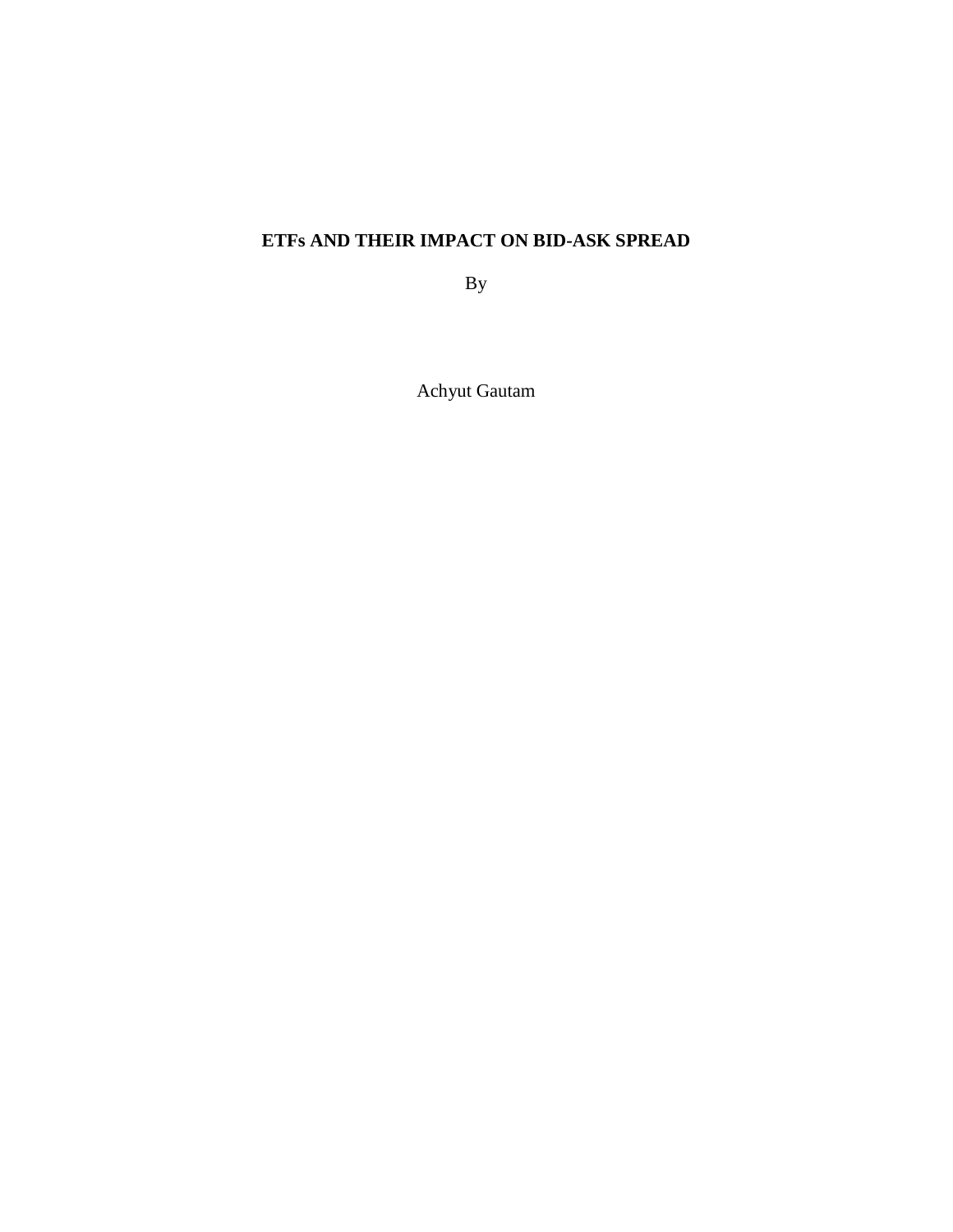# ETFs AND THEIR IMPACT ON BID-ASK SPREAD

By

Achyut Gautam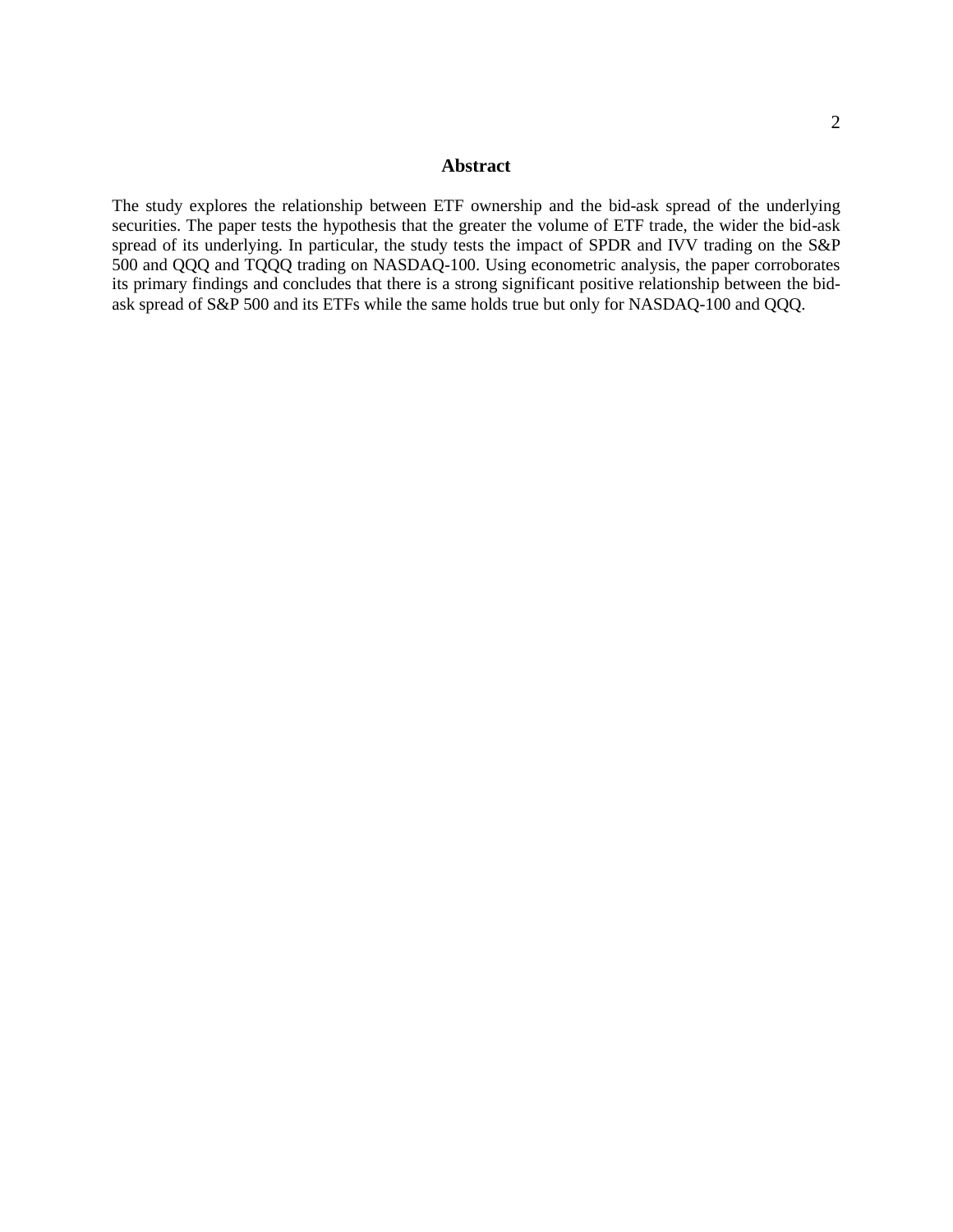## Abstract

The study explores the relationship between ETF ownership and the bid-ask spread of the underlying securities. The paper tests the hypothesis that the greater the volume of ETF trade, the wider the bid-ask spread of its underlying. In particular, the study tests the impact of SPDR and IVV trading on the S&P 500 and QQQ and TQQQ trading on NASDAQ-100. Using econometric analysis, the paper corroborates its primary findings and concludes that there is a strong significant positive relationship between the bid-ask spread of S&P 500 and its ETFs while the same holds true but only for NASDAQ-100 and QQQ.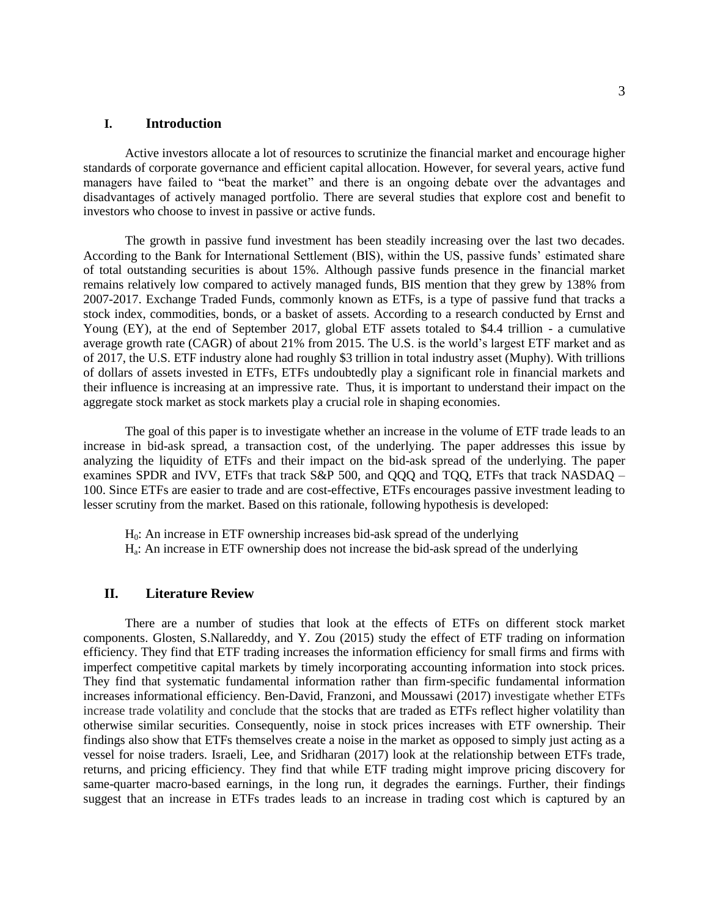## I. Introduction

Active investors allocate a lot of resources to scrutinize the financial market and encourage higher standards of corporate governance and efficient capital allocation. However, for several years, active fund managers have failed to "beat the market" and there is an ongoing debate over the advantages and disadvantages of actively managed portfolio. There are several studies that explore cost and benefit to investors who choose to invest in passive or active funds.

The growth in passive fund investment has been steadily increasing over the last two decades. According to the Bank for International Settlement (BIS), within the US, passive funds' estimated share of total outstanding securities is about 15%. Although passive funds presence in the financial market remains relatively low compared to actively managed funds, BIS mention that they grew by 138% from 2007-2017. Exchange Traded Funds, commonly known as ETFs, is a type of passive fund that tracks a stock index, commodities, bonds, or a basket of assets. According to a research conducted by Ernst and Young (EY), at the end of September 2017, global ETF assets totaled to $4.4 trillion - a cumulative average growth rate (CAGR) of about 21% from 2015. The U.S. is the world's largest ETF market and as of 2017, the U.S. ETF industry alone had roughly $3 trillion in total industry asset (Muphy). With trillions of dollars of assets invested in ETFs, ETFs undoubtedly play a significant role in financial markets and their influence is increasing at an impressive rate. Thus, it is important to understand their impact on the aggregate stock market as stock markets play a crucial role in shaping economies.

The goal of this paper is to investigate whether an increase in the volume of ETF trade leads to an increase in bid-ask spread, a transaction cost, of the underlying. The paper addresses this issue by analyzing the liquidity of ETFs and their impact on the bid-ask spread of the underlying. The paper examines SPDR and IVV, ETFs that track S&P 500, and QQQ and TQQ, ETFs that track NASDAQ – 100. Since ETFs are easier to trade and are cost-effective, ETFs encourages passive investment leading to lesser scrutiny from the market. Based on this rationale, following hypothesis is developed:

$H_0$: An increase in ETF ownership increases bid-ask spread of the underlying
$H_a$: An increase in ETF ownership does not increase the bid-ask spread of the underlying

## II. Literature Review

There are a number of studies that look at the effects of ETFs on different stock market components. Glosten, S.Nallareddy, and Y. Zou (2015) study the effect of ETF trading on information efficiency. They find that ETF trading increases the information efficiency for small firms and firms with imperfect competitive capital markets by timely incorporating accounting information into stock prices. They find that systematic fundamental information rather than firm-specific fundamental information increases informational efficiency. Ben-David, Franzoni, and Moussawi (2017) investigate whether ETFs increase trade volatility and conclude that the stocks that are traded as ETFs reflect higher volatility than otherwise similar securities. Consequently, noise in stock prices increases with ETF ownership. Their findings also show that ETFs themselves create a noise in the market as opposed to simply just acting as a vessel for noise traders. Israeli, Lee, and Sridharan (2017) look at the relationship between ETFs trade, returns, and pricing efficiency. They find that while ETF trading might improve pricing discovery for same-quarter macro-based earnings, in the long run, it degrades the earnings. Further, their findings suggest that an increase in ETFs trades leads to an increase in trading cost which is captured by an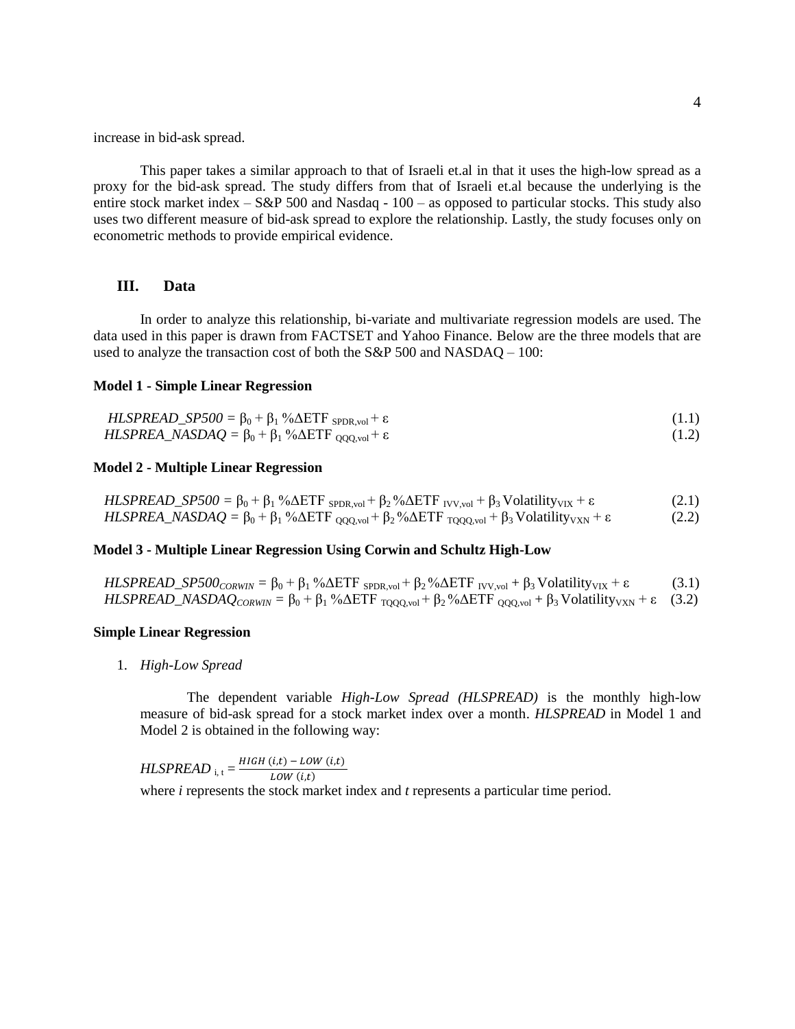increase in bid-ask spread.

This paper takes a similar approach to that of Israeli et.al in that it uses the high-low spread as a proxy for the bid-ask spread. The study differs from that of Israeli et.al because the underlying is the entire stock market index – S&P 500 and Nasdaq - 100 – as opposed to particular stocks. This study also uses two different measure of bid-ask spread to explore the relationship. Lastly, the study focuses only on econometric methods to provide empirical evidence.

## III. Data

In order to analyze this relationship, bi-variate and multivariate regression models are used. The data used in this paper is drawn from FACTSET and Yahoo Finance. Below are the three models that are used to analyze the transaction cost of both the S&P 500 and NASDAQ – 100:

**Model 1 - Simple Linear Regression**

$$HLSPREAD\_SP500 = \beta_0 + \beta_1 \,\%\Delta \text{ETF}_{\text{SPDR,vol}} + \varepsilon \quad (1.1)$$

$$HLSPREA\_NASDAQ = \beta_0 + \beta_1 \,\%\Delta \text{ETF}_{\text{QQQ,vol}} + \varepsilon \quad (1.2)$$

**Model 2 - Multiple Linear Regression**

$$HLSPREAD\_SP500 = \beta_0 + \beta_1 \,\%\Delta \text{ETF}_{\text{SPDR,vol}} + \beta_2 \,\%\Delta \text{ETF}_{\text{IVV,vol}} + \beta_3 \,\text{Volatility}_{\text{VIX}} + \varepsilon \quad (2.1)$$

$$HLSPREA\_NASDAQ = \beta_0 + \beta_1 \,\%\Delta \text{ETF}_{\text{QQQ,vol}} + \beta_2 \,\%\Delta \text{ETF}_{\text{TQQQ,vol}} + \beta_3 \,\text{Volatility}_{\text{VXN}} + \varepsilon \quad (2.2)$$

**Model 3 - Multiple Linear Regression Using Corwin and Schultz High-Low**

$$HLSPREAD\_SP500_{CORWIN} = \beta_0 + \beta_1 \,\%\Delta \text{ETF}_{\text{SPDR,vol}} + \beta_2 \,\%\Delta \text{ETF}_{\text{IVV,vol}} + \beta_3 \,\text{Volatility}_{\text{VIX}} + \varepsilon \quad (3.1)$$

$$HLSPREAD\_NASDAQ_{CORWIN} = \beta_0 + \beta_1 \,\%\Delta \text{ETF}_{\text{TQQQ,vol}} + \beta_2 \,\%\Delta \text{ETF}_{\text{QQQ,vol}} + \beta_3 \,\text{Volatility}_{\text{VXN}} + \varepsilon \quad (3.2)$$

**Simple Linear Regression**

1. *High-Low Spread*

   The dependent variable *High-Low Spread (HLSPREAD)* is the monthly high-low measure of bid-ask spread for a stock market index over a month. *HLSPREAD* in Model 1 and Model 2 is obtained in the following way:

   $$HLSPREAD_{i,t} = \frac{HIGH\,(i,t) - LOW\,(i,t)}{LOW\,(i,t)}$$

   where *i* represents the stock market index and *t* represents a particular time period.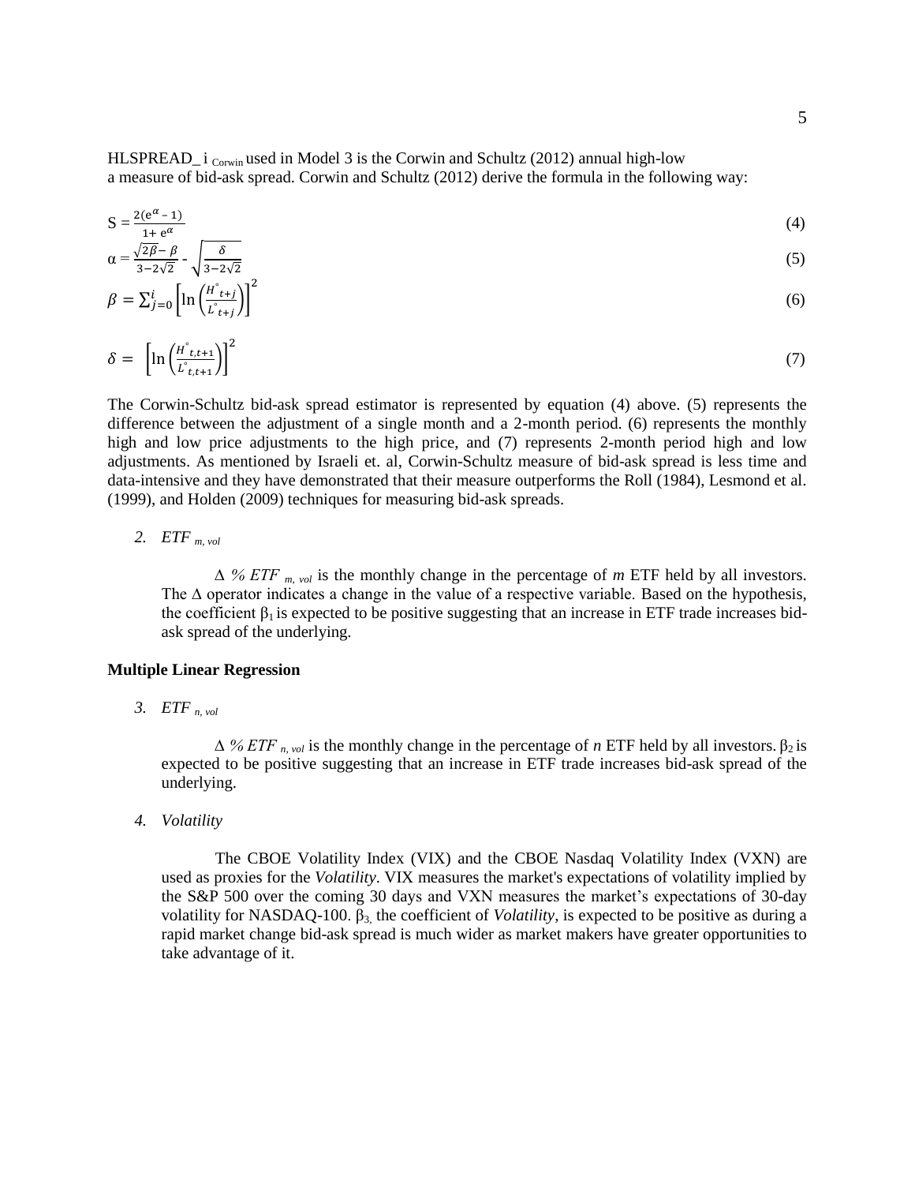HLSPREAD_ i $_{Corwin}$ used in Model 3 is the Corwin and Schultz (2012) annual high-low a measure of bid-ask spread. Corwin and Schultz (2012) derive the formula in the following way:

$$S = \frac{2(e^{\alpha} - 1)}{1 + e^{\alpha}} \tag{4}$$

$$\alpha = \frac{\sqrt{2\beta} - \beta}{3 - 2\sqrt{2}} - \sqrt{\frac{\delta}{3 - 2\sqrt{2}}} \tag{5}$$

$$\beta = \sum_{j=0}^{i} \left[ \ln \left( \frac{H^{\circ}_{t+j}}{L^{\circ}_{t+j}} \right) \right]^2 \tag{6}$$

$$\delta = \left[ \ln \left( \frac{H^{\circ}_{t,t+1}}{L^{\circ}_{t,t+1}} \right) \right]^2 \tag{7}$$

The Corwin-Schultz bid-ask spread estimator is represented by equation (4) above. (5) represents the difference between the adjustment of a single month and a 2-month period. (6) represents the monthly high and low price adjustments to the high price, and (7) represents 2-month period high and low adjustments. As mentioned by Israeli et. al, Corwin-Schultz measure of bid-ask spread is less time and data-intensive and they have demonstrated that their measure outperforms the Roll (1984), Lesmond et al. (1999), and Holden (2009) techniques for measuring bid-ask spreads.

2. *ETF* $_{m,\,vol}$

$\Delta$ *% ETF* $_{m,\,vol}$ is the monthly change in the percentage of *m* ETF held by all investors. The $\Delta$ operator indicates a change in the value of a respective variable. Based on the hypothesis, the coefficient $\beta_1$ is expected to be positive suggesting that an increase in ETF trade increases bid-ask spread of the underlying.

**Multiple Linear Regression**

3. *ETF* $_{n,\,vol}$

$\Delta$ *% ETF* $_{n,\,vol}$ is the monthly change in the percentage of *n* ETF held by all investors. $\beta_2$ is expected to be positive suggesting that an increase in ETF trade increases bid-ask spread of the underlying.

4. *Volatility*

The CBOE Volatility Index (VIX) and the CBOE Nasdaq Volatility Index (VXN) are used as proxies for the *Volatility*. VIX measures the market's expectations of volatility implied by the S&P 500 over the coming 30 days and VXN measures the market's expectations of 30-day volatility for NASDAQ-100. $\beta_3$, the coefficient of *Volatility*, is expected to be positive as during a rapid market change bid-ask spread is much wider as market makers have greater opportunities to take advantage of it.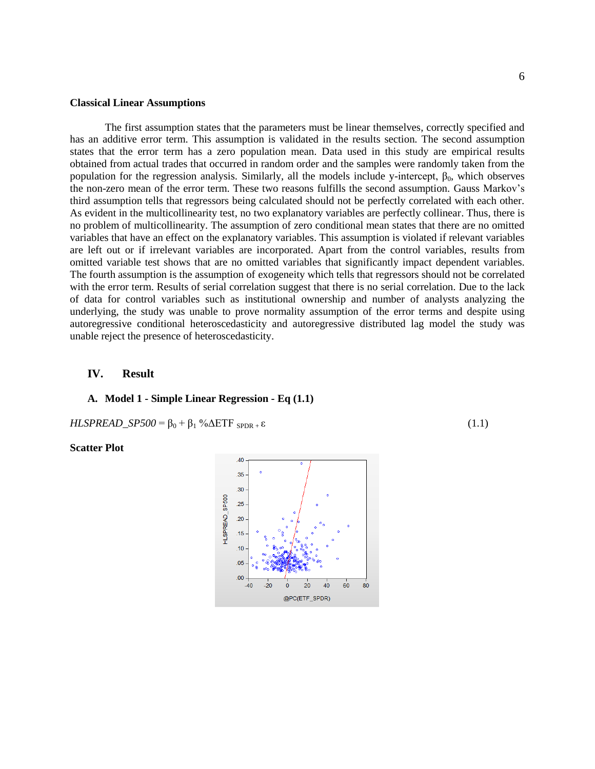**Classical Linear Assumptions**

The first assumption states that the parameters must be linear themselves, correctly specified and has an additive error term. This assumption is validated in the results section. The second assumption states that the error term has a zero population mean. Data used in this study are empirical results obtained from actual trades that occurred in random order and the samples were randomly taken from the population for the regression analysis. Similarly, all the models include y-intercept, $\beta_0$, which observes the non-zero mean of the error term. These two reasons fulfills the second assumption. Gauss Markov's third assumption tells that regressors being calculated should not be perfectly correlated with each other. As evident in the multicollinearity test, no two explanatory variables are perfectly collinear. Thus, there is no problem of multicollinearity. The assumption of zero conditional mean states that there are no omitted variables that have an effect on the explanatory variables. This assumption is violated if relevant variables are left out or if irrelevant variables are incorporated. Apart from the control variables, results from omitted variable test shows that are no omitted variables that significantly impact dependent variables. The fourth assumption is the assumption of exogeneity which tells that regressors should not be correlated with the error term. Results of serial correlation suggest that there is no serial correlation. Due to the lack of data for control variables such as institutional ownership and number of analysts analyzing the underlying, the study was unable to prove normality assumption of the error terms and despite using autoregressive conditional heteroscedasticity and autoregressive distributed lag model the study was unable reject the presence of heteroscedasticity.

## IV. Result

### A. Model 1 - Simple Linear Regression - Eq (1.1)

$$HLSPREAD\_SP500 = \beta_0 + \beta_1 \%\Delta ETF_{SPDR} + \varepsilon \quad (1.1)$$

**Scatter Plot**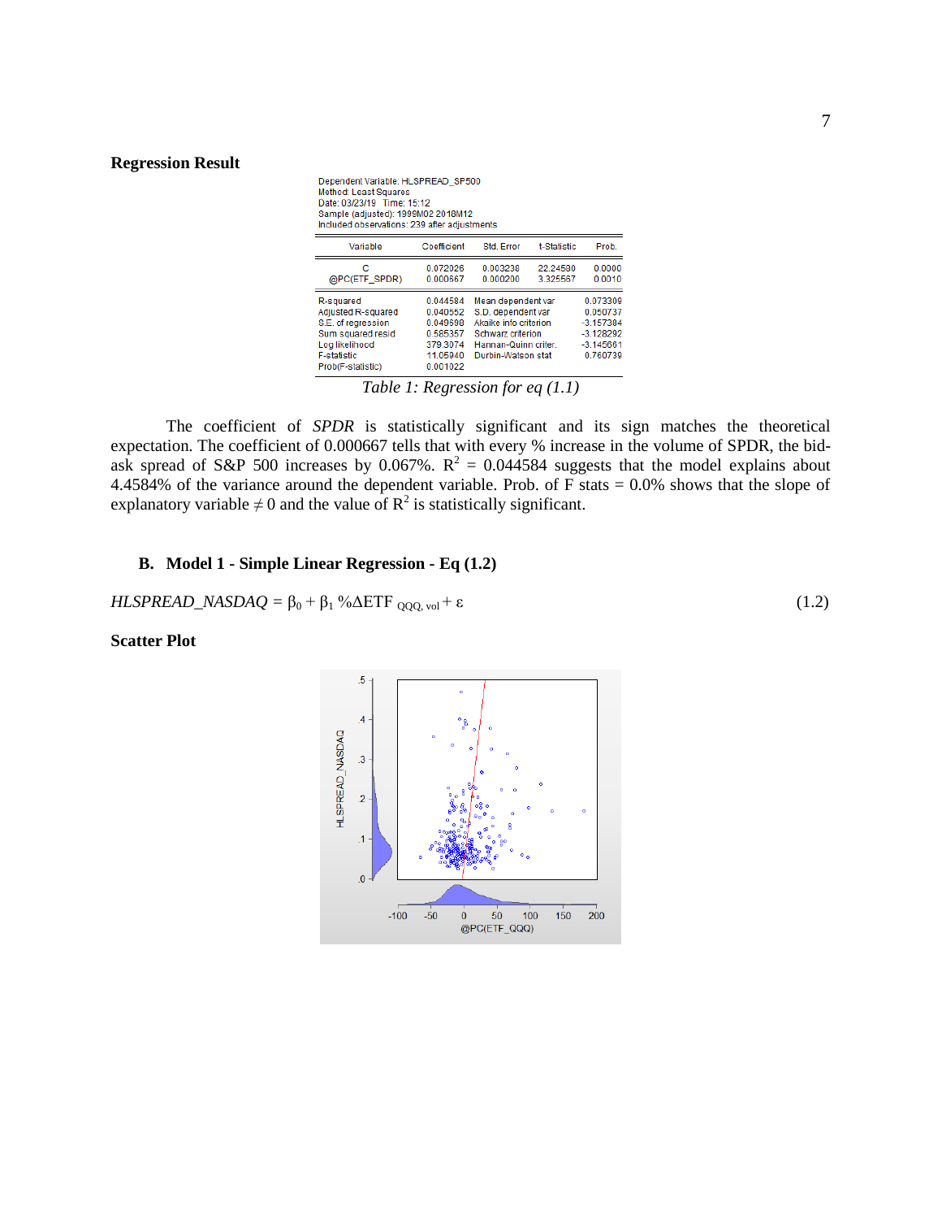**Regression Result**

Dependent Variable: HLSPREAD_SP500
Method: Least Squares
Date: 03/23/19 Time: 15:12
Sample (adjusted): 1999M02 2018M12
Included observations: 239 after adjustments

| Variable | Coefficient | Std. Error | t-Statistic | Prob. |
|---|---|---|---|---|
| C | 0.072026 | 0.003238 | 22.24580 | 0.0000 |
| @PC(ETF_SPDR) | 0.000667 | 0.000200 | 3.325567 | 0.0010 |

| | | | |
|---|---|---|---|
| R-squared | 0.044584 | Mean dependent var | 0.073309 |
| Adjusted R-squared | 0.040552 | S.D. dependent var | 0.050737 |
| S.E. of regression | 0.049698 | Akaike info criterion | -3.157384 |
| Sum squared resid | 0.585357 | Schwarz criterion | -3.128292 |
| Log likelihood | 379.3074 | Hannan-Quinn criter. | -3.145661 |
| F-statistic | 11.05940 | Durbin-Watson stat | 0.760739 |
| Prob(F-statistic) | 0.001022 | | |

*Table 1: Regression for eq (1.1)*

The coefficient of *SPDR* is statistically significant and its sign matches the theoretical expectation. The coefficient of 0.000667 tells that with every % increase in the volume of SPDR, the bid-ask spread of S&P 500 increases by 0.067%. $R^2$ = 0.044584 suggests that the model explains about 4.4584% of the variance around the dependent variable. Prob. of F stats = 0.0% shows that the slope of explanatory variable $\neq 0$ and the value of $R^2$ is statistically significant.

### B. Model 1 - Simple Linear Regression - Eq (1.2)

$$HLSPREAD\_NASDAQ = \beta_0 + \beta_1 \ \%\Delta ETF_{QQQ,\, vol} + \varepsilon \quad (1.2)$$

**Scatter Plot**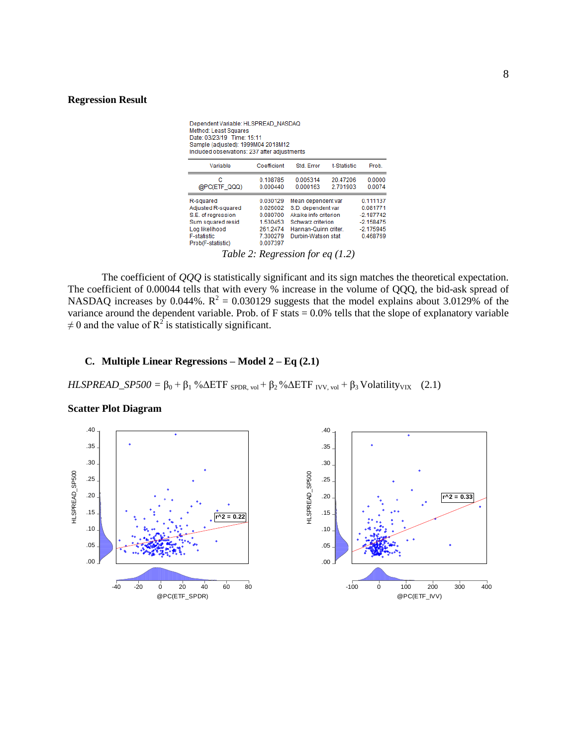**Regression Result**

Dependent Variable: HLSPREAD_NASDAQ
Method: Least Squares
Date: 03/23/19 Time: 15:11
Sample (adjusted): 1999M04 2018M12
Included observations: 237 after adjustments

| Variable | Coefficient | Std. Error | t-Statistic | Prob. |
|---|---|---|---|---|
| C | 0.108785 | 0.005314 | 20.47206 | 0.0000 |
| @PC(ETF_QQQ) | 0.000440 | 0.000163 | 2.701903 | 0.0074 |

| | | | |
|---|---|---|---|
| R-squared | 0.030129 | Mean dependent var | 0.111137 |
| Adjusted R-squared | 0.026002 | S.D. dependent var | 0.081771 |
| S.E. of regression | 0.080700 | Akaike info criterion | -2.187742 |
| Sum squared resid | 1.530453 | Schwarz criterion | -2.158475 |
| Log likelihood | 261.2474 | Hannan-Quinn criter. | -2.175945 |
| F-statistic | 7.300279 | Durbin-Watson stat | 0.468769 |
| Prob(F-statistic) | 0.007397 | | |

*Table 2: Regression for eq (1.2)*

The coefficient of *QQQ* is statistically significant and its sign matches the theoretical expectation. The coefficient of 0.00044 tells that with every % increase in the volume of QQQ, the bid-ask spread of NASDAQ increases by 0.044%. $R^2$ = 0.030129 suggests that the model explains about 3.0129% of the variance around the dependent variable. Prob. of F stats = 0.0% tells that the slope of explanatory variable $\neq 0$ and the value of $R^2$ is statistically significant.

### C. Multiple Linear Regressions – Model 2 – Eq (2.1)

$$HLSPREAD\_SP500 = \beta_0 + \beta_1 \%\Delta ETF_{SPDR,\ vol} + \beta_2 \%\Delta ETF_{IVV,\ vol} + \beta_3 Volatility_{VIX} \quad (2.1)$$

**Scatter Plot Diagram**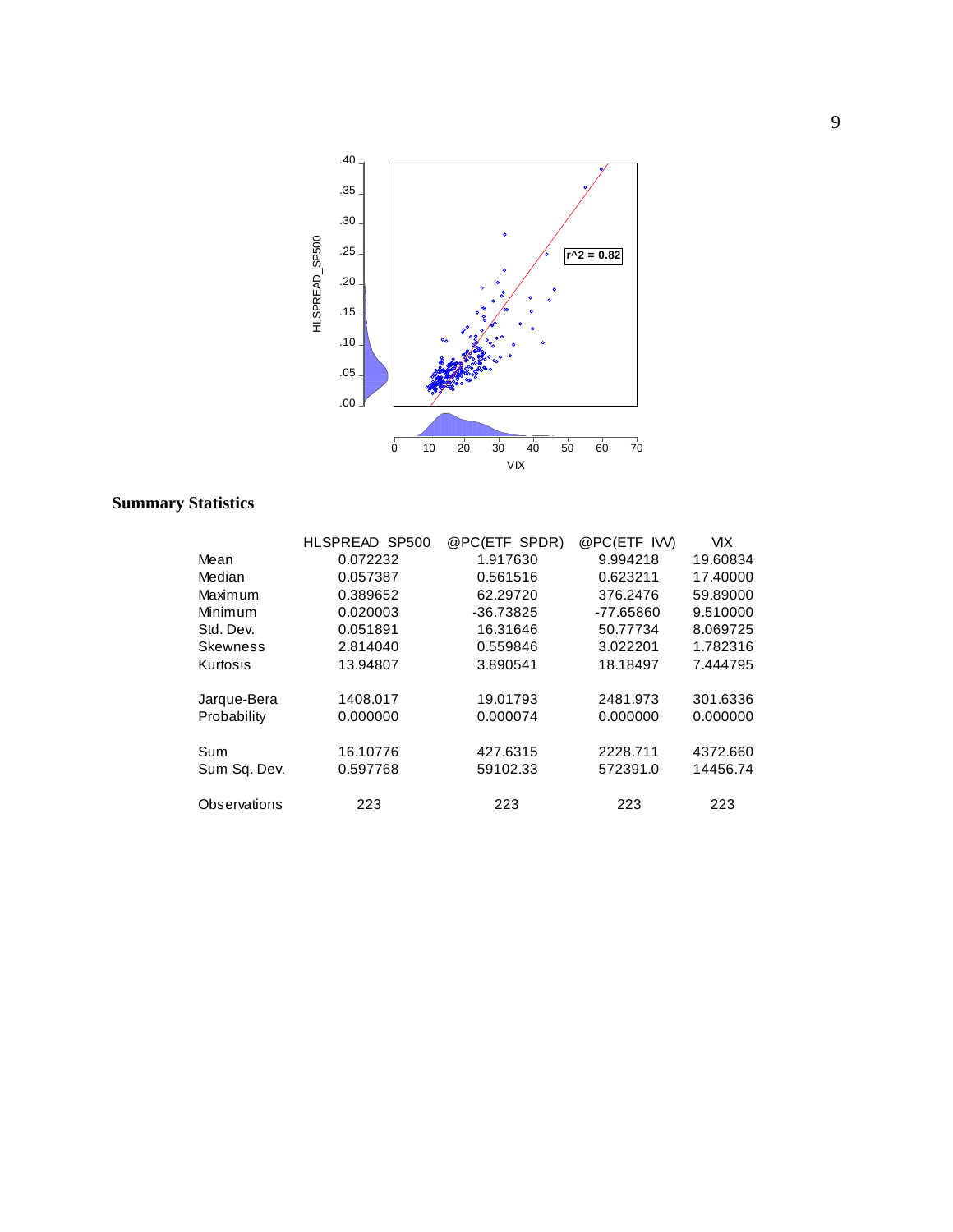## Summary Statistics

|  | HLSPREAD_SP500 | @PC(ETF_SPDR) | @PC(ETF_IVV) | VIX |
|---|---|---|---|---|
| Mean | 0.072232 | 1.917630 | 9.994218 | 19.60834 |
| Median | 0.057387 | 0.561516 | 0.623211 | 17.40000 |
| Maximum | 0.389652 | 62.29720 | 376.2476 | 59.89000 |
| Minimum | 0.020003 | -36.73825 | -77.65860 | 9.510000 |
| Std. Dev. | 0.051891 | 16.31646 | 50.77734 | 8.069725 |
| Skewness | 2.814040 | 0.559846 | 3.022201 | 1.782316 |
| Kurtosis | 13.94807 | 3.890541 | 18.18497 | 7.444795 |
| Jarque-Bera | 1408.017 | 19.01793 | 2481.973 | 301.6336 |
| Probability | 0.000000 | 0.000074 | 0.000000 | 0.000000 |
| Sum | 16.10776 | 427.6315 | 2228.711 | 4372.660 |
| Sum Sq. Dev. | 0.597768 | 59102.33 | 572391.0 | 14456.74 |
| Observations | 223 | 223 | 223 | 223 |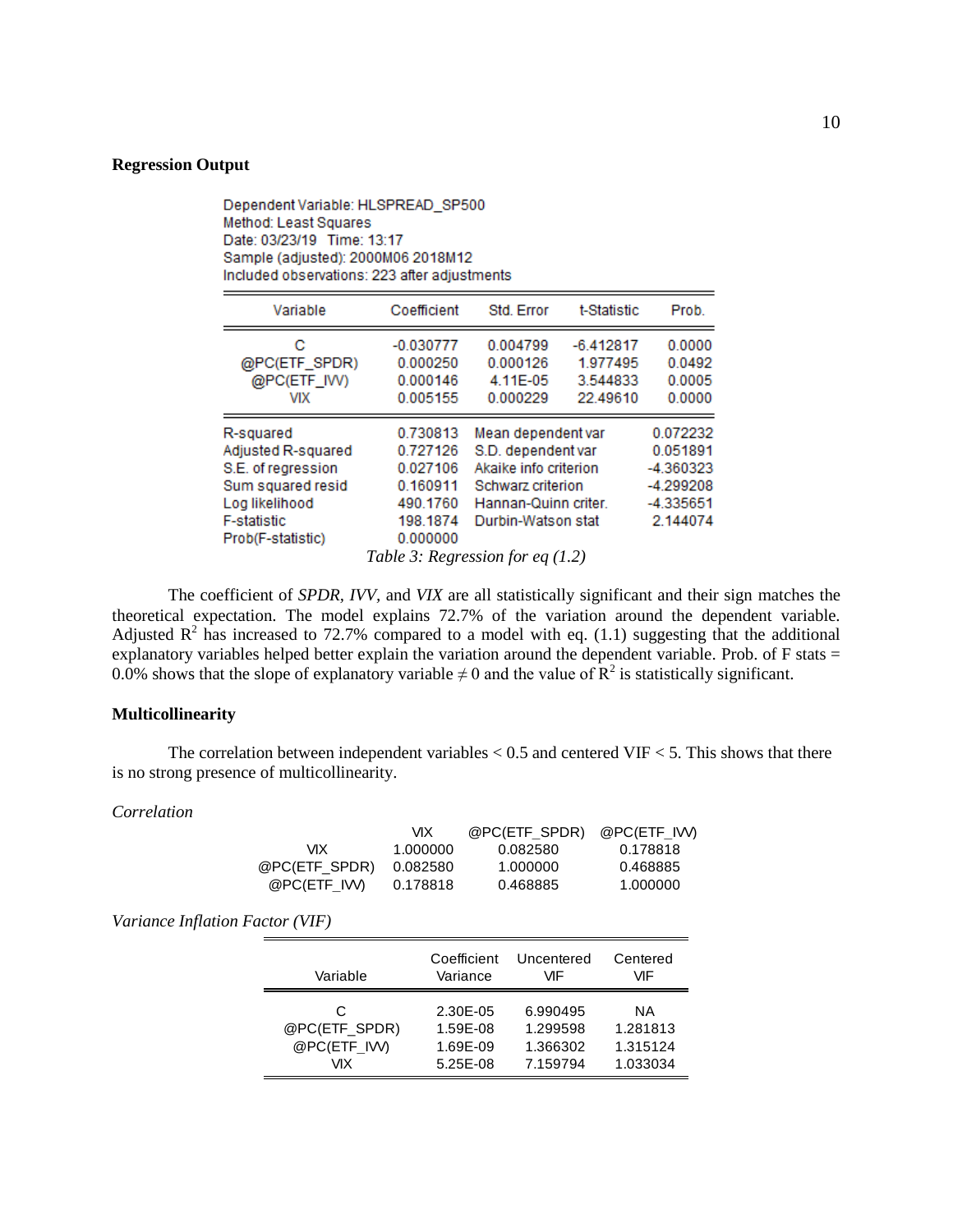**Regression Output**

Dependent Variable: HLSPREAD_SP500
Method: Least Squares
Date: 03/23/19 Time: 13:17
Sample (adjusted): 2000M06 2018M12
Included observations: 223 after adjustments

| Variable | Coefficient | Std. Error | t-Statistic | Prob. |
|---|---|---|---|---|
| C | -0.030777 | 0.004799 | -6.412817 | 0.0000 |
| @PC(ETF_SPDR) | 0.000250 | 0.000126 | 1.977495 | 0.0492 |
| @PC(ETF_IVV) | 0.000146 | 4.11E-05 | 3.544833 | 0.0005 |
| VIX | 0.005155 | 0.000229 | 22.49610 | 0.0000 |

| | | | |
|---|---|---|---|
| R-squared | 0.730813 | Mean dependent var | 0.072232 |
| Adjusted R-squared | 0.727126 | S.D. dependent var | 0.051891 |
| S.E. of regression | 0.027106 | Akaike info criterion | -4.360323 |
| Sum squared resid | 0.160911 | Schwarz criterion | -4.299208 |
| Log likelihood | 490.1760 | Hannan-Quinn criter. | -4.335651 |
| F-statistic | 198.1874 | Durbin-Watson stat | 2.144074 |
| Prob(F-statistic) | 0.000000 | | |

*Table 3: Regression for eq (1.2)*

The coefficient of *SPDR*, *IVV*, and *VIX* are all statistically significant and their sign matches the theoretical expectation. The model explains 72.7% of the variation around the dependent variable. Adjusted $R^2$ has increased to 72.7% compared to a model with eq. (1.1) suggesting that the additional explanatory variables helped better explain the variation around the dependent variable. Prob. of F stats = 0.0% shows that the slope of explanatory variable $\neq 0$ and the value of $R^2$ is statistically significant.

**Multicollinearity**

The correlation between independent variables < 0.5 and centered VIF < 5. This shows that there is no strong presence of multicollinearity.

*Correlation*

| | VIX | @PC(ETF_SPDR) | @PC(ETF_IVV) |
|---|---|---|---|
| VIX | 1.000000 | 0.082580 | 0.178818 |
| @PC(ETF_SPDR) | 0.082580 | 1.000000 | 0.468885 |
| @PC(ETF_IVV) | 0.178818 | 0.468885 | 1.000000 |

*Variance Inflation Factor (VIF)*

| Variable | Coefficient Variance | Uncentered VIF | Centered VIF |
|---|---|---|---|
| C | 2.30E-05 | 6.990495 | NA |
| @PC(ETF_SPDR) | 1.59E-08 | 1.299598 | 1.281813 |
| @PC(ETF_IVV) | 1.69E-09 | 1.366302 | 1.315124 |
| VIX | 5.25E-08 | 7.159794 | 1.033034 |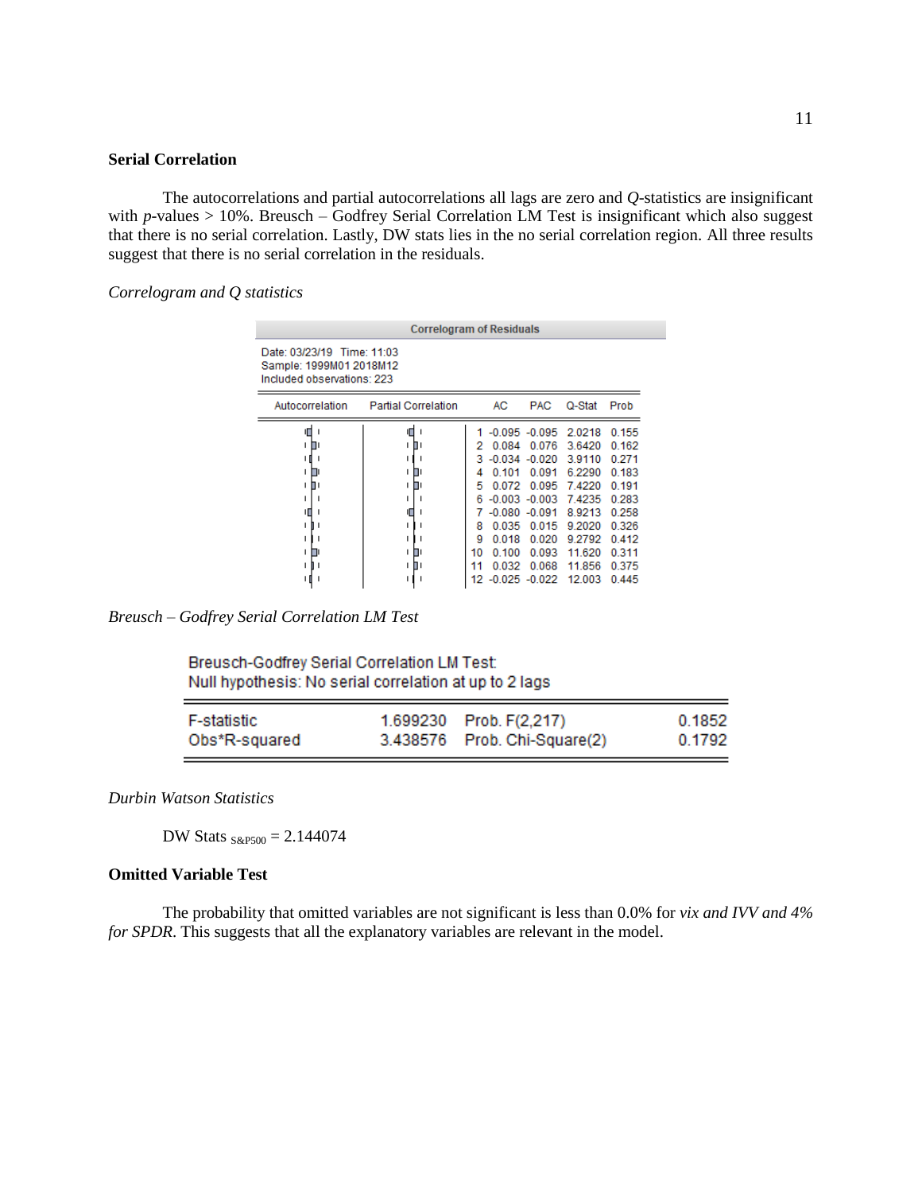**Serial Correlation**

The autocorrelations and partial autocorrelations all lags are zero and *Q*-statistics are insignificant with *p*-values > 10%. Breusch – Godfrey Serial Correlation LM Test is insignificant which also suggest that there is no serial correlation. Lastly, DW stats lies in the no serial correlation region. All three results suggest that there is no serial correlation in the residuals.

*Correlogram and Q statistics*

Correlogram of Residuals

Date: 03/23/19 Time: 11:03
Sample: 1999M01 2018M12
Included observations: 223

| Lag | AC | PAC | Q-Stat | Prob |
|---|---|---|---|---|
| 1 | -0.095 | -0.095 | 2.0218 | 0.155 |
| 2 | 0.084 | 0.076 | 3.6420 | 0.162 |
| 3 | -0.034 | -0.020 | 3.9110 | 0.271 |
| 4 | 0.101 | 0.091 | 6.2290 | 0.183 |
| 5 | 0.072 | 0.095 | 7.4220 | 0.191 |
| 6 | -0.003 | -0.003 | 7.4235 | 0.283 |
| 7 | -0.080 | -0.091 | 8.9213 | 0.258 |
| 8 | 0.035 | 0.015 | 9.2020 | 0.326 |
| 9 | 0.018 | 0.020 | 9.2792 | 0.412 |
| 10 | 0.100 | 0.093 | 11.620 | 0.311 |
| 11 | 0.032 | 0.068 | 11.856 | 0.375 |
| 12 | -0.025 | -0.022 | 12.003 | 0.445 |

*Breusch – Godfrey Serial Correlation LM Test*

Breusch-Godfrey Serial Correlation LM Test:
Null hypothesis: No serial correlation at up to 2 lags

| | | | |
|---|---|---|---|
| F-statistic | 1.699230 | Prob. F(2,217) | 0.1852 |
| Obs*R-squared | 3.438576 | Prob. Chi-Square(2) | 0.1792 |

*Durbin Watson Statistics*

DW Stats $_{S\&P500}$ = 2.144074

**Omitted Variable Test**

The probability that omitted variables are not significant is less than 0.0% for *vix and IVV and 4% for SPDR*. This suggests that all the explanatory variables are relevant in the model.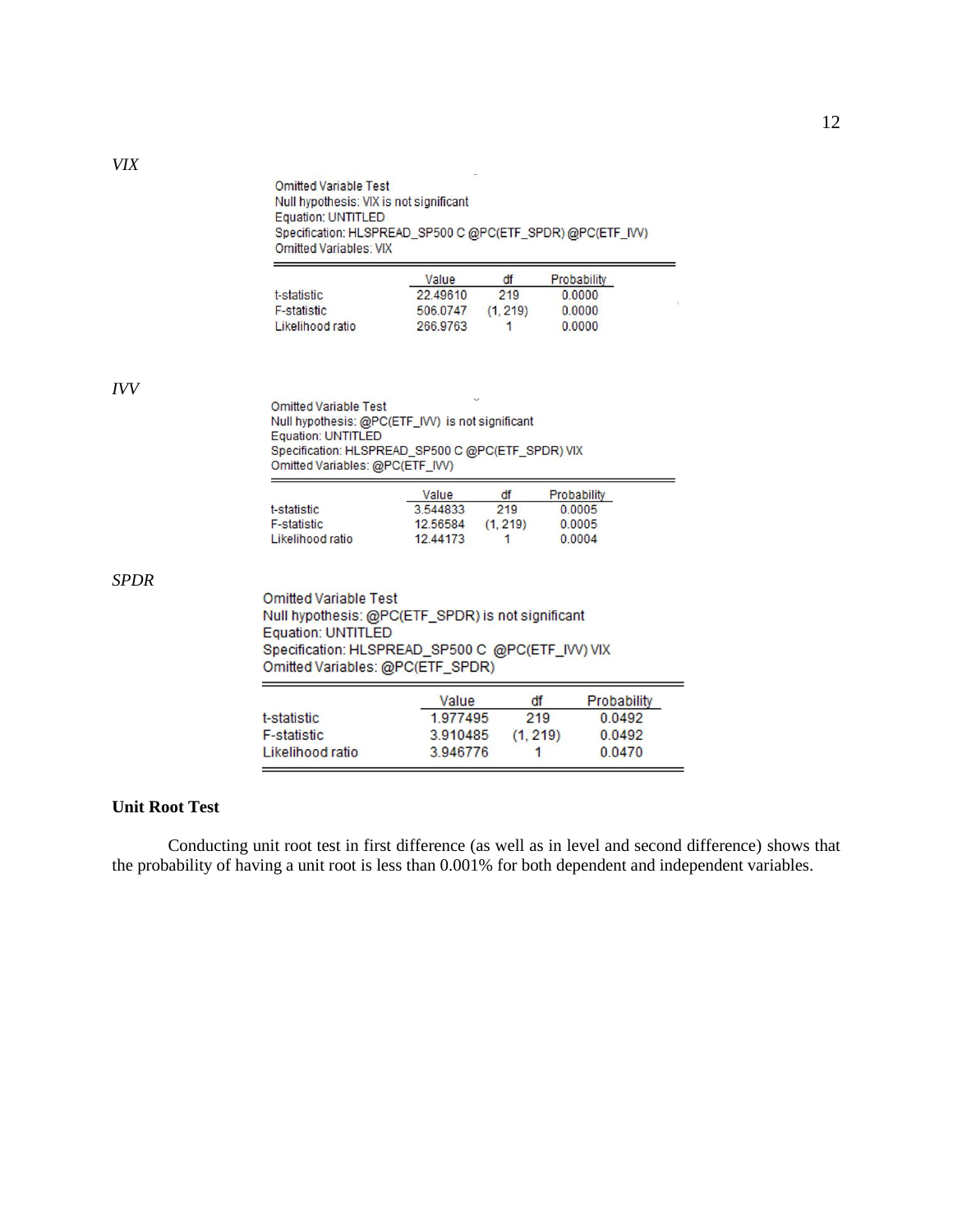*VIX*

Omitted Variable Test
Null hypothesis: VIX is not significant
Equation: UNTITLED
Specification: HLSPREAD_SP500 C @PC(ETF_SPDR) @PC(ETF_IVV)
Omitted Variables: VIX

| | Value | df | Probability |
|---|---|---|---|
| t-statistic | 22.49610 | 219 | 0.0000 |
| F-statistic | 506.0747 | (1, 219) | 0.0000 |
| Likelihood ratio | 266.9763 | 1 | 0.0000 |

*IVV*

Omitted Variable Test
Null hypothesis: @PC(ETF_IVV) is not significant
Equation: UNTITLED
Specification: HLSPREAD_SP500 C @PC(ETF_SPDR) VIX
Omitted Variables: @PC(ETF_IVV)

| | Value | df | Probability |
|---|---|---|---|
| t-statistic | 3.544833 | 219 | 0.0005 |
| F-statistic | 12.56584 | (1, 219) | 0.0005 |
| Likelihood ratio | 12.44173 | 1 | 0.0004 |

*SPDR*

Omitted Variable Test
Null hypothesis: @PC(ETF_SPDR) is not significant
Equation: UNTITLED
Specification: HLSPREAD_SP500 C @PC(ETF_IVV) VIX
Omitted Variables: @PC(ETF_SPDR)

| | Value | df | Probability |
|---|---|---|---|
| t-statistic | 1.977495 | 219 | 0.0492 |
| F-statistic | 3.910485 | (1, 219) | 0.0492 |
| Likelihood ratio | 3.946776 | 1 | 0.0470 |

**Unit Root Test**

Conducting unit root test in first difference (as well as in level and second difference) shows that the probability of having a unit root is less than 0.001% for both dependent and independent variables.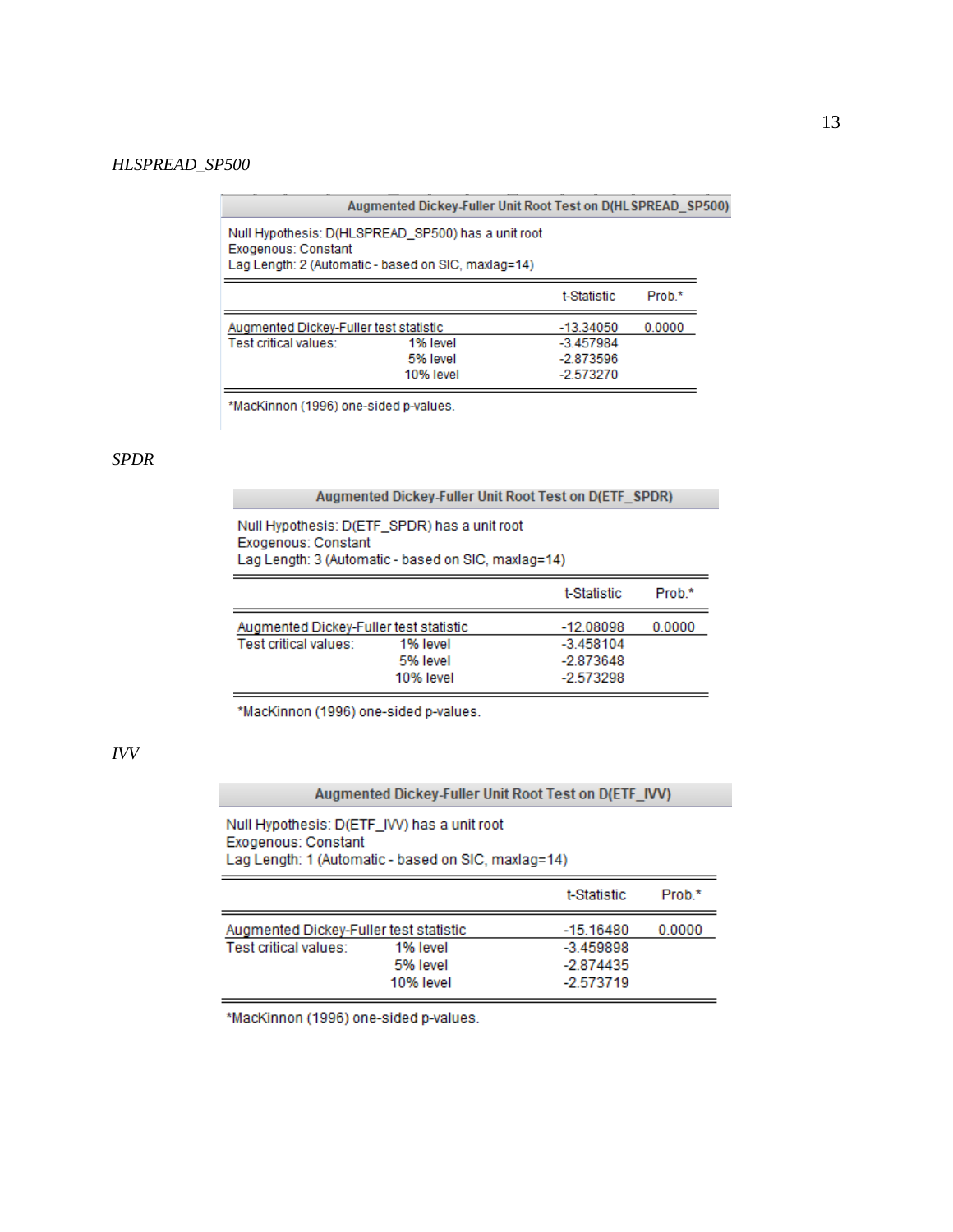*HLSPREAD_SP500*

**Augmented Dickey-Fuller Unit Root Test on D(HLSPREAD_SP500)**

Null Hypothesis: D(HLSPREAD_SP500) has a unit root
Exogenous: Constant
Lag Length: 2 (Automatic - based on SIC, maxlag=14)

| | | t-Statistic | Prob.* |
|---|---|---|---|
| Augmented Dickey-Fuller test statistic | | -13.34050 | 0.0000 |
| Test critical values: | 1% level | -3.457984 | |
| | 5% level | -2.873596 | |
| | 10% level | -2.573270 | |

*MacKinnon (1996) one-sided p-values.

*SPDR*

**Augmented Dickey-Fuller Unit Root Test on D(ETF_SPDR)**

Null Hypothesis: D(ETF_SPDR) has a unit root
Exogenous: Constant
Lag Length: 3 (Automatic - based on SIC, maxlag=14)

| | | t-Statistic | Prob.* |
|---|---|---|---|
| Augmented Dickey-Fuller test statistic | | -12.08098 | 0.0000 |
| Test critical values: | 1% level | -3.458104 | |
| | 5% level | -2.873648 | |
| | 10% level | -2.573298 | |

*MacKinnon (1996) one-sided p-values.

*IVV*

**Augmented Dickey-Fuller Unit Root Test on D(ETF_IVV)**

Null Hypothesis: D(ETF_IVV) has a unit root
Exogenous: Constant
Lag Length: 1 (Automatic - based on SIC, maxlag=14)

| | | t-Statistic | Prob.* |
|---|---|---|---|
| Augmented Dickey-Fuller test statistic | | -15.16480 | 0.0000 |
| Test critical values: | 1% level | -3.459898 | |
| | 5% level | -2.874435 | |
| | 10% level | -2.573719 | |

*MacKinnon (1996) one-sided p-values.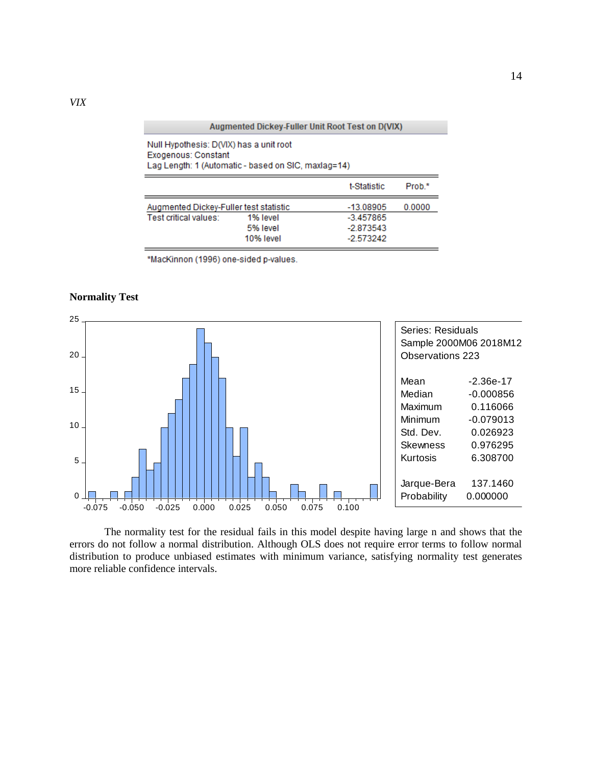*VIX*

**Augmented Dickey-Fuller Unit Root Test on D(VIX)**

Null Hypothesis: D(VIX) has a unit root
Exogenous: Constant
Lag Length: 1 (Automatic - based on SIC, maxlag=14)

| | | t-Statistic | Prob.* |
|---|---|---|---|
| Augmented Dickey-Fuller test statistic | | -13.08905 | 0.0000 |
| Test critical values: | 1% level | -3.457865 | |
| | 5% level | -2.873543 | |
| | 10% level | -2.573242 | |

*MacKinnon (1996) one-sided p-values.

**Normality Test**

| Series: Residuals | |
|---|---|
| Sample 2000M06 2018M12 | |
| Observations 223 | |
| Mean | -2.36e-17 |
| Median | -0.000856 |
| Maximum | 0.116066 |
| Minimum | -0.079013 |
| Std. Dev. | 0.026923 |
| Skewness | 0.976295 |
| Kurtosis | 6.308700 |
| Jarque-Bera | 137.1460 |
| Probability | 0.000000 |

The normality test for the residual fails in this model despite having large n and shows that the errors do not follow a normal distribution. Although OLS does not require error terms to follow normal distribution to produce unbiased estimates with minimum variance, satisfying normality test generates more reliable confidence intervals.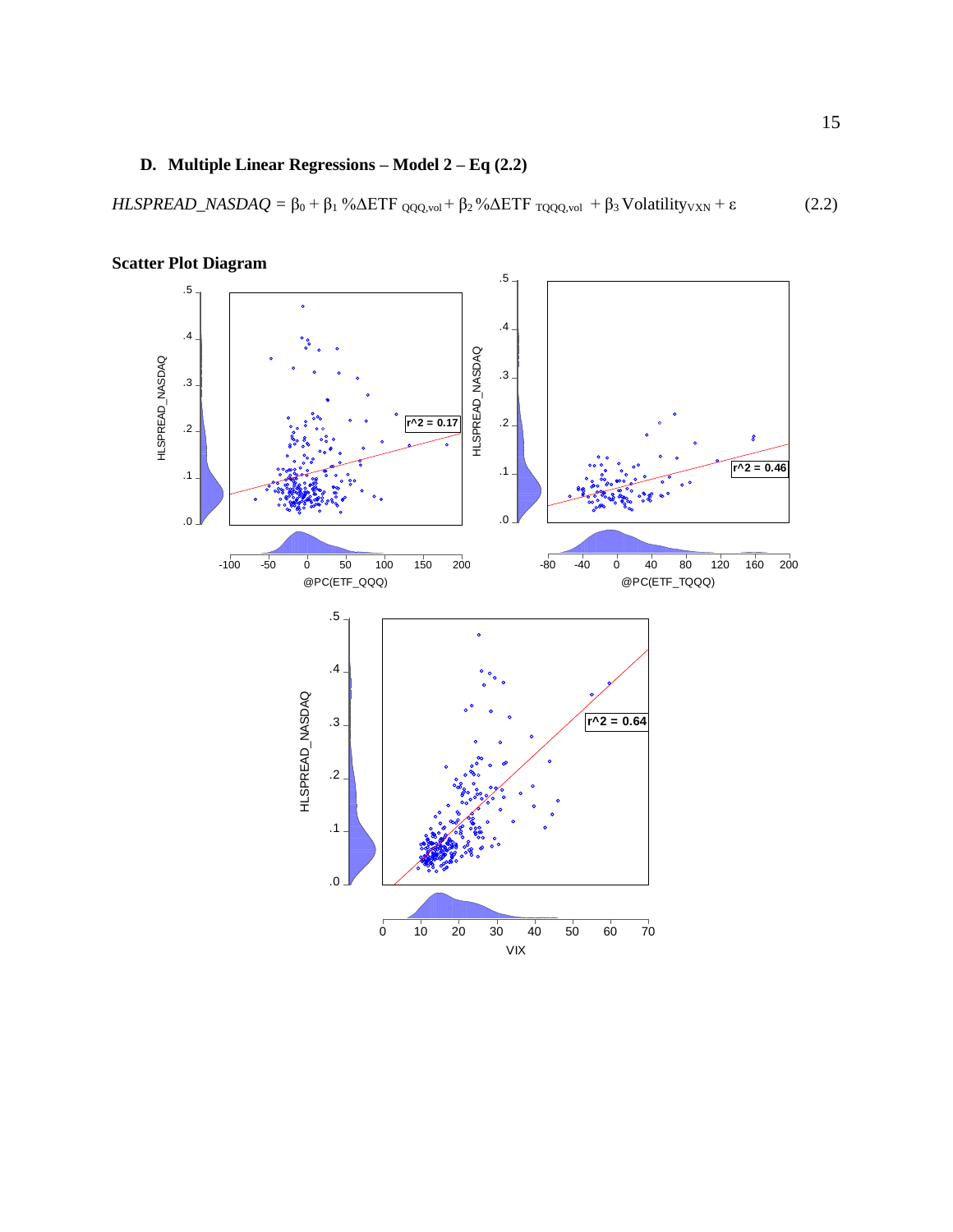### D. Multiple Linear Regressions – Model 2 – Eq (2.2)

$$HLSPREAD\_NASDAQ = \beta_0 + \beta_1 \%\Delta ETF_{QQQ,vol} + \beta_2 \%\Delta ETF_{TQQQ,vol} + \beta_3 Volatility_{VXN} + \varepsilon \quad (2.2)$$

**Scatter Plot Diagram**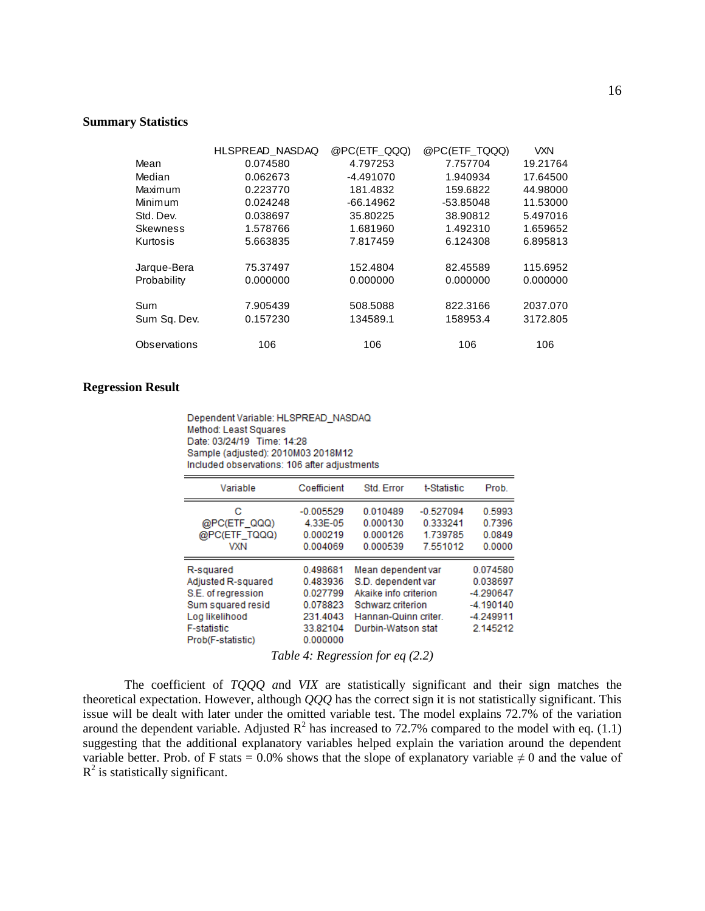**Summary Statistics**

| | HLSPREAD_NASDAQ | @PC(ETF_QQQ) | @PC(ETF_TQQQ) | VXN |
|---|---|---|---|---|
| Mean | 0.074580 | 4.797253 | 7.757704 | 19.21764 |
| Median | 0.062673 | -4.491070 | 1.940934 | 17.64500 |
| Maximum | 0.223770 | 181.4832 | 159.6822 | 44.98000 |
| Minimum | 0.024248 | -66.14962 | -53.85048 | 11.53000 |
| Std. Dev. | 0.038697 | 35.80225 | 38.90812 | 5.497016 |
| Skewness | 1.578766 | 1.681960 | 1.492310 | 1.659652 |
| Kurtosis | 5.663835 | 7.817459 | 6.124308 | 6.895813 |
| Jarque-Bera | 75.37497 | 152.4804 | 82.45589 | 115.6952 |
| Probability | 0.000000 | 0.000000 | 0.000000 | 0.000000 |
| Sum | 7.905439 | 508.5088 | 822.3166 | 2037.070 |
| Sum Sq. Dev. | 0.157230 | 134589.1 | 158953.4 | 3172.805 |
| Observations | 106 | 106 | 106 | 106 |

**Regression Result**

Dependent Variable: HLSPREAD_NASDAQ
Method: Least Squares
Date: 03/24/19 Time: 14:28
Sample (adjusted): 2010M03 2018M12
Included observations: 106 after adjustments

| Variable | Coefficient | Std. Error | t-Statistic | Prob. |
|---|---|---|---|---|
| C | -0.005529 | 0.010489 | -0.527094 | 0.5993 |
| @PC(ETF_QQQ) | 4.33E-05 | 0.000130 | 0.333241 | 0.7396 |
| @PC(ETF_TQQQ) | 0.000219 | 0.000126 | 1.739785 | 0.0849 |
| VXN | 0.004069 | 0.000539 | 7.551012 | 0.0000 |

| | | | |
|---|---|---|---|
| R-squared | 0.498681 | Mean dependent var | 0.074580 |
| Adjusted R-squared | 0.483936 | S.D. dependent var | 0.038697 |
| S.E. of regression | 0.027799 | Akaike info criterion | -4.290647 |
| Sum squared resid | 0.078823 | Schwarz criterion | -4.190140 |
| Log likelihood | 231.4043 | Hannan-Quinn criter. | -4.249911 |
| F-statistic | 33.82104 | Durbin-Watson stat | 2.145212 |
| Prob(F-statistic) | 0.000000 | | |

*Table 4: Regression for eq (2.2)*

The coefficient of *TQQQ and VIX* are statistically significant and their sign matches the theoretical expectation. However, although *QQQ* has the correct sign it is not statistically significant. This issue will be dealt with later under the omitted variable test. The model explains 72.7% of the variation around the dependent variable. Adjusted $R^2$ has increased to 72.7% compared to the model with eq. (1.1) suggesting that the additional explanatory variables helped explain the variation around the dependent variable better. Prob. of F stats = 0.0% shows that the slope of explanatory variable $\neq 0$ and the value of $R^2$ is statistically significant.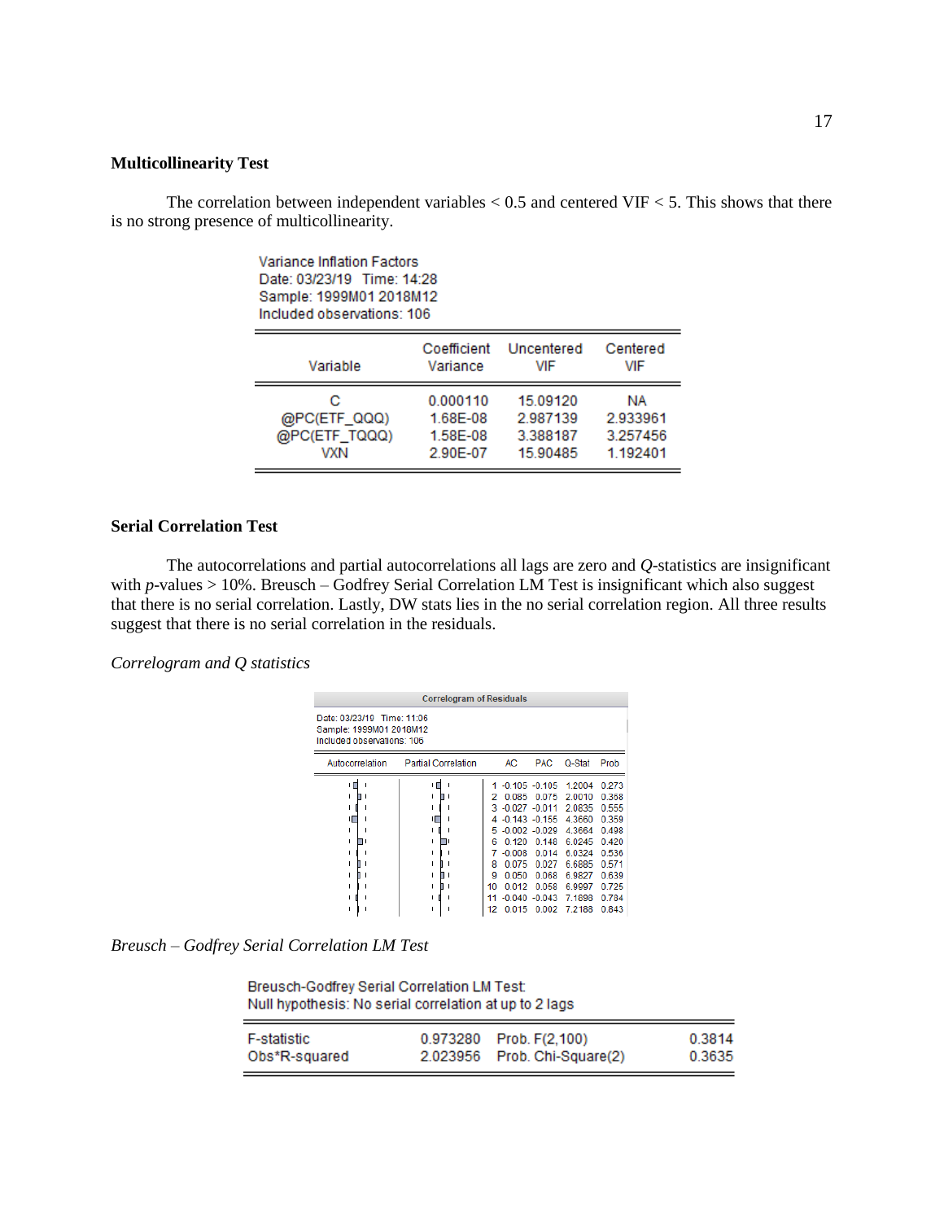**Multicollinearity Test**

The correlation between independent variables < 0.5 and centered VIF < 5. This shows that there is no strong presence of multicollinearity.

Variance Inflation Factors
Date: 03/23/19 Time: 14:28
Sample: 1999M01 2018M12
Included observations: 106

| Variable | Coefficient Variance | Uncentered VIF | Centered VIF |
|---|---|---|---|
| C | 0.000110 | 15.09120 | NA |
| @PC(ETF_QQQ) | 1.68E-08 | 2.987139 | 2.933961 |
| @PC(ETF_TQQQ) | 1.58E-08 | 3.388187 | 3.257456 |
| VXN | 2.90E-07 | 15.90485 | 1.192401 |

**Serial Correlation Test**

The autocorrelations and partial autocorrelations all lags are zero and *Q*-statistics are insignificant with *p*-values > 10%. Breusch – Godfrey Serial Correlation LM Test is insignificant which also suggest that there is no serial correlation. Lastly, DW stats lies in the no serial correlation region. All three results suggest that there is no serial correlation in the residuals.

*Correlogram and Q statistics*

Correlogram of Residuals

Date: 03/23/19 Time: 11:06
Sample: 1999M01 2018M12
Included observations: 106

| Lag | AC | PAC | Q-Stat | Prob |
|---|---|---|---|---|
| 1 | -0.105 | -0.105 | 1.2004 | 0.273 |
| 2 | 0.085 | 0.075 | 2.0010 | 0.368 |
| 3 | -0.027 | -0.011 | 2.0835 | 0.555 |
| 4 | -0.143 | -0.155 | 4.3660 | 0.359 |
| 5 | -0.002 | -0.029 | 4.3664 | 0.498 |
| 6 | 0.120 | 0.148 | 6.0245 | 0.420 |
| 7 | -0.008 | 0.014 | 6.0324 | 0.536 |
| 8 | 0.075 | 0.027 | 6.6885 | 0.571 |
| 9 | 0.050 | 0.068 | 6.9827 | 0.639 |
| 10 | 0.012 | 0.058 | 6.9997 | 0.725 |
| 11 | -0.040 | -0.043 | 7.1898 | 0.784 |
| 12 | 0.015 | 0.002 | 7.2188 | 0.843 |

*Breusch – Godfrey Serial Correlation LM Test*

Breusch-Godfrey Serial Correlation LM Test:
Null hypothesis: No serial correlation at up to 2 lags

| | | | |
|---|---|---|---|
| F-statistic | 0.973280 | Prob. F(2,100) | 0.3814 |
| Obs*R-squared | 2.023956 | Prob. Chi-Square(2) | 0.3635 |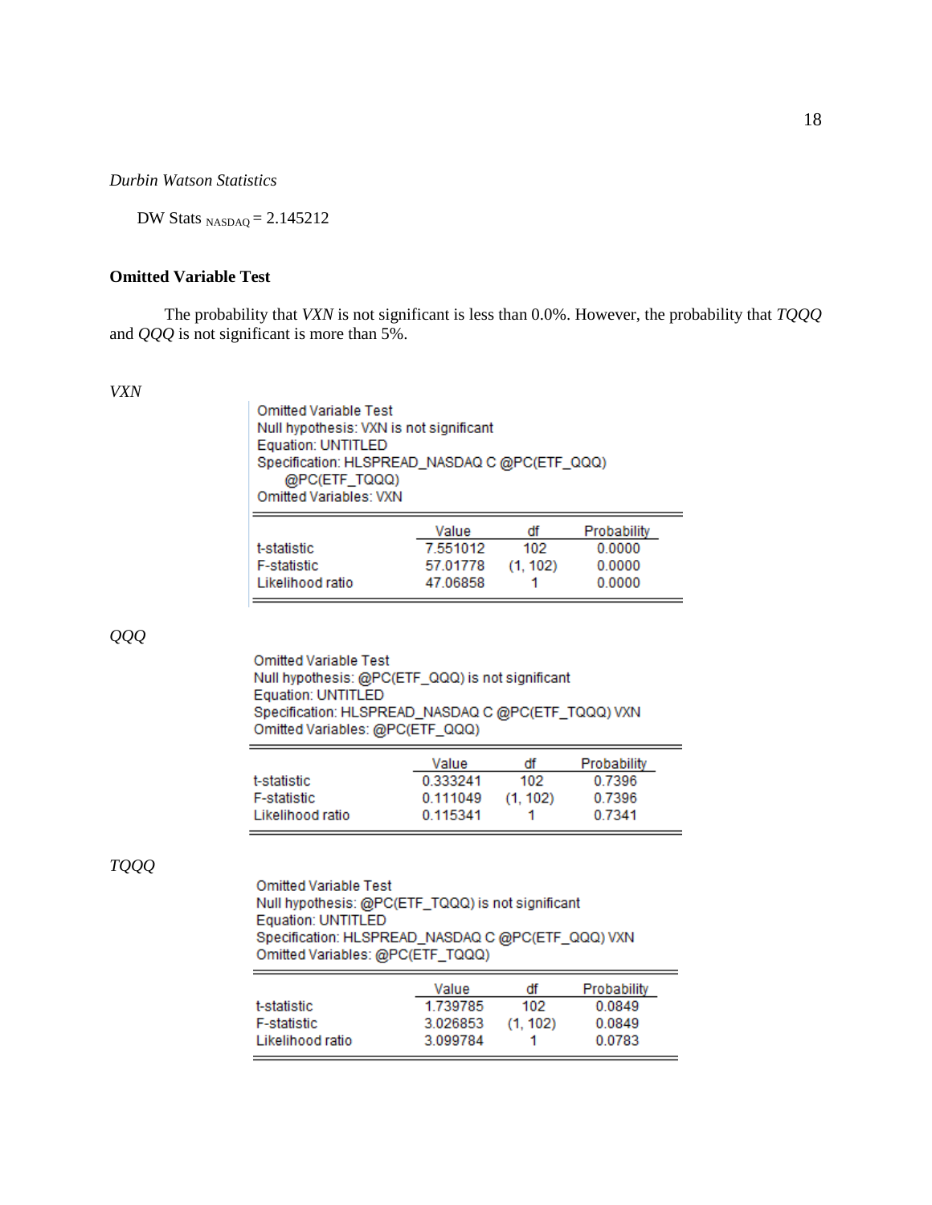*Durbin Watson Statistics*

DW Stats $_{NASDAQ}$ = 2.145212

**Omitted Variable Test**

The probability that *VXN* is not significant is less than 0.0%. However, the probability that *TQQQ* and *QQQ* is not significant is more than 5%.

*VXN*

Omitted Variable Test
Null hypothesis: VXN is not significant
Equation: UNTITLED
Specification: HLSPREAD_NASDAQ C @PC(ETF_QQQ) @PC(ETF_TQQQ)
Omitted Variables: VXN

| | Value | df | Probability |
|---|---|---|---|
| t-statistic | 7.551012 | 102 | 0.0000 |
| F-statistic | 57.01778 | (1, 102) | 0.0000 |
| Likelihood ratio | 47.06858 | 1 | 0.0000 |

*QQQ*

Omitted Variable Test
Null hypothesis: @PC(ETF_QQQ) is not significant
Equation: UNTITLED
Specification: HLSPREAD_NASDAQ C @PC(ETF_TQQQ) VXN
Omitted Variables: @PC(ETF_QQQ)

| | Value | df | Probability |
|---|---|---|---|
| t-statistic | 0.333241 | 102 | 0.7396 |
| F-statistic | 0.111049 | (1, 102) | 0.7396 |
| Likelihood ratio | 0.115341 | 1 | 0.7341 |

*TQQQ*

Omitted Variable Test
Null hypothesis: @PC(ETF_TQQQ) is not significant
Equation: UNTITLED
Specification: HLSPREAD_NASDAQ C @PC(ETF_QQQ) VXN
Omitted Variables: @PC(ETF_TQQQ)

| | Value | df | Probability |
|---|---|---|---|
| t-statistic | 1.739785 | 102 | 0.0849 |
| F-statistic | 3.026853 | (1, 102) | 0.0849 |
| Likelihood ratio | 3.099784 | 1 | 0.0783 |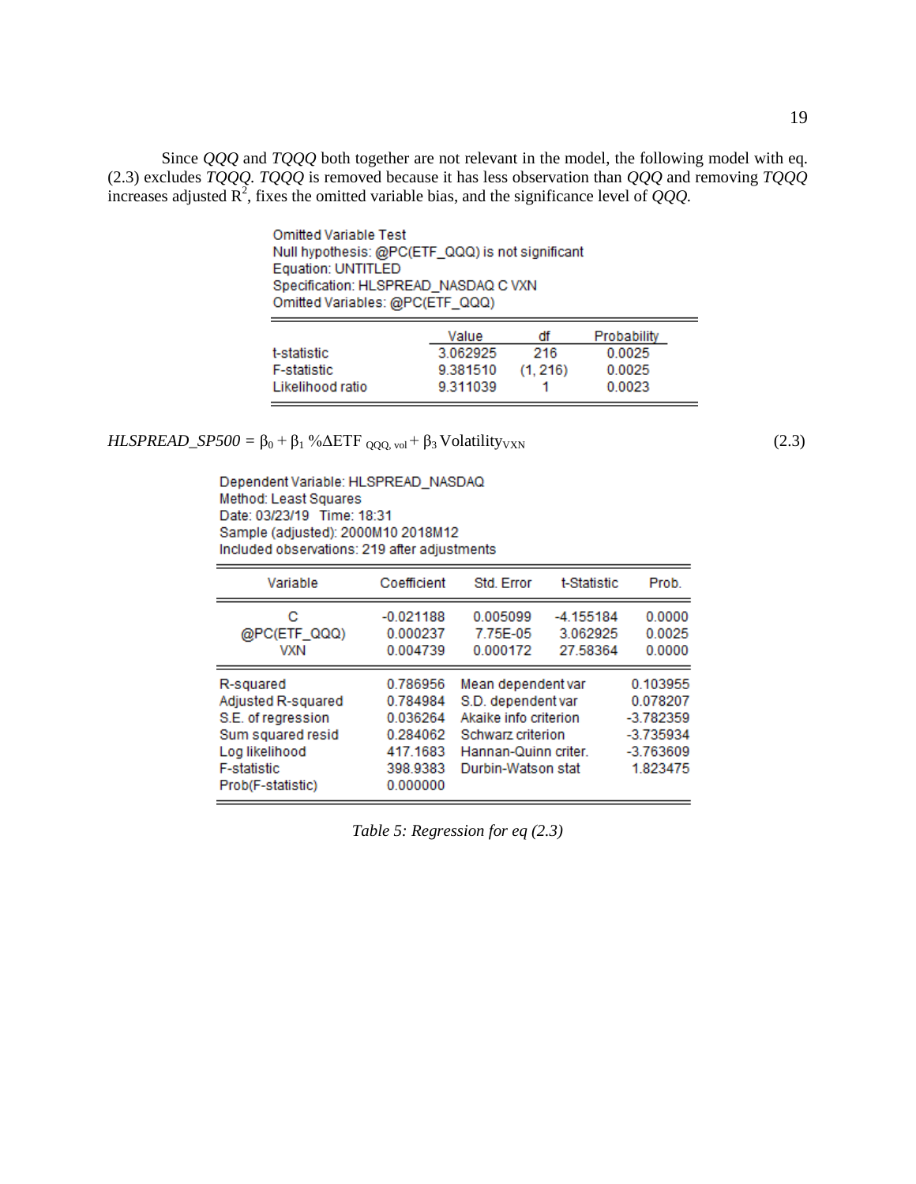Since *QQQ* and *TQQQ* both together are not relevant in the model, the following model with eq. (2.3) excludes *TQQQ*. *TQQQ* is removed because it has less observation than *QQQ* and removing *TQQQ* increases adjusted $R^2$, fixes the omitted variable bias, and the significance level of *QQQ.*

Omitted Variable Test
Null hypothesis: @PC(ETF_QQQ) is not significant
Equation: UNTITLED
Specification: HLSPREAD_NASDAQ C VXN
Omitted Variables: @PC(ETF_QQQ)

| | Value | df | Probability |
|---|---|---|---|
| t-statistic | 3.062925 | 216 | 0.0025 |
| F-statistic | 9.381510 | (1, 216) | 0.0025 |
| Likelihood ratio | 9.311039 | 1 | 0.0023 |

$$HLSPREAD\_SP500 = \beta_0 + \beta_1\ \%\Delta ETF_{QQQ,\ vol} + \beta_3\ Volatility_{VXN} \tag{2.3}$$

Dependent Variable: HLSPREAD_NASDAQ
Method: Least Squares
Date: 03/23/19 Time: 18:31
Sample (adjusted): 2000M10 2018M12
Included observations: 219 after adjustments

| Variable | Coefficient | Std. Error | t-Statistic | Prob. |
|---|---|---|---|---|
| C | -0.021188 | 0.005099 | -4.155184 | 0.0000 |
| @PC(ETF_QQQ) | 0.000237 | 7.75E-05 | 3.062925 | 0.0025 |
| VXN | 0.004739 | 0.000172 | 27.58364 | 0.0000 |

| | | | |
|---|---|---|---|
| R-squared | 0.786956 | Mean dependent var | 0.103955 |
| Adjusted R-squared | 0.784984 | S.D. dependent var | 0.078207 |
| S.E. of regression | 0.036264 | Akaike info criterion | -3.782359 |
| Sum squared resid | 0.284062 | Schwarz criterion | -3.735934 |
| Log likelihood | 417.1683 | Hannan-Quinn criter. | -3.763609 |
| F-statistic | 398.9383 | Durbin-Watson stat | 1.823475 |
| Prob(F-statistic) | 0.000000 | | |

*Table 5: Regression for eq (2.3)*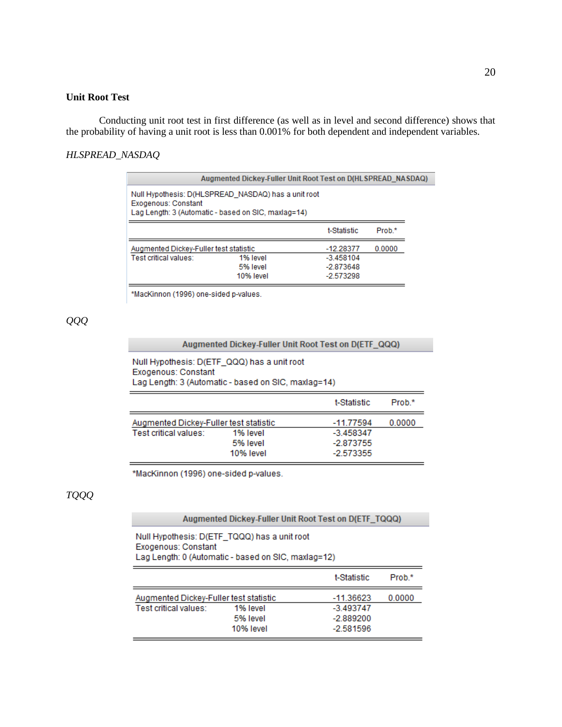**Unit Root Test**

Conducting unit root test in first difference (as well as in level and second difference) shows that the probability of having a unit root is less than 0.001% for both dependent and independent variables.

*HLSPREAD_NASDAQ*

Augmented Dickey-Fuller Unit Root Test on D(HLSPREAD_NASDAQ)

Null Hypothesis: D(HLSPREAD_NASDAQ) has a unit root
Exogenous: Constant
Lag Length: 3 (Automatic - based on SIC, maxlag=14)

| | | t-Statistic | Prob.* |
|---|---|---|---|
| Augmented Dickey-Fuller test statistic | | -12.28377 | 0.0000 |
| Test critical values: | 1% level | -3.458104 | |
| | 5% level | -2.873648 | |
| | 10% level | -2.573298 | |

*MacKinnon (1996) one-sided p-values.

*QQQ*

Augmented Dickey-Fuller Unit Root Test on D(ETF_QQQ)

Null Hypothesis: D(ETF_QQQ) has a unit root
Exogenous: Constant
Lag Length: 3 (Automatic - based on SIC, maxlag=14)

| | | t-Statistic | Prob.* |
|---|---|---|---|
| Augmented Dickey-Fuller test statistic | | -11.77594 | 0.0000 |
| Test critical values: | 1% level | -3.458347 | |
| | 5% level | -2.873755 | |
| | 10% level | -2.573355 | |

*MacKinnon (1996) one-sided p-values.

*TQQQ*

Augmented Dickey-Fuller Unit Root Test on D(ETF_TQQQ)

Null Hypothesis: D(ETF_TQQQ) has a unit root
Exogenous: Constant
Lag Length: 0 (Automatic - based on SIC, maxlag=12)

| | | t-Statistic | Prob.* |
|---|---|---|---|
| Augmented Dickey-Fuller test statistic | | -11.36623 | 0.0000 |
| Test critical values: | 1% level | -3.493747 | |
| | 5% level | -2.889200 | |
| | 10% level | -2.581596 | |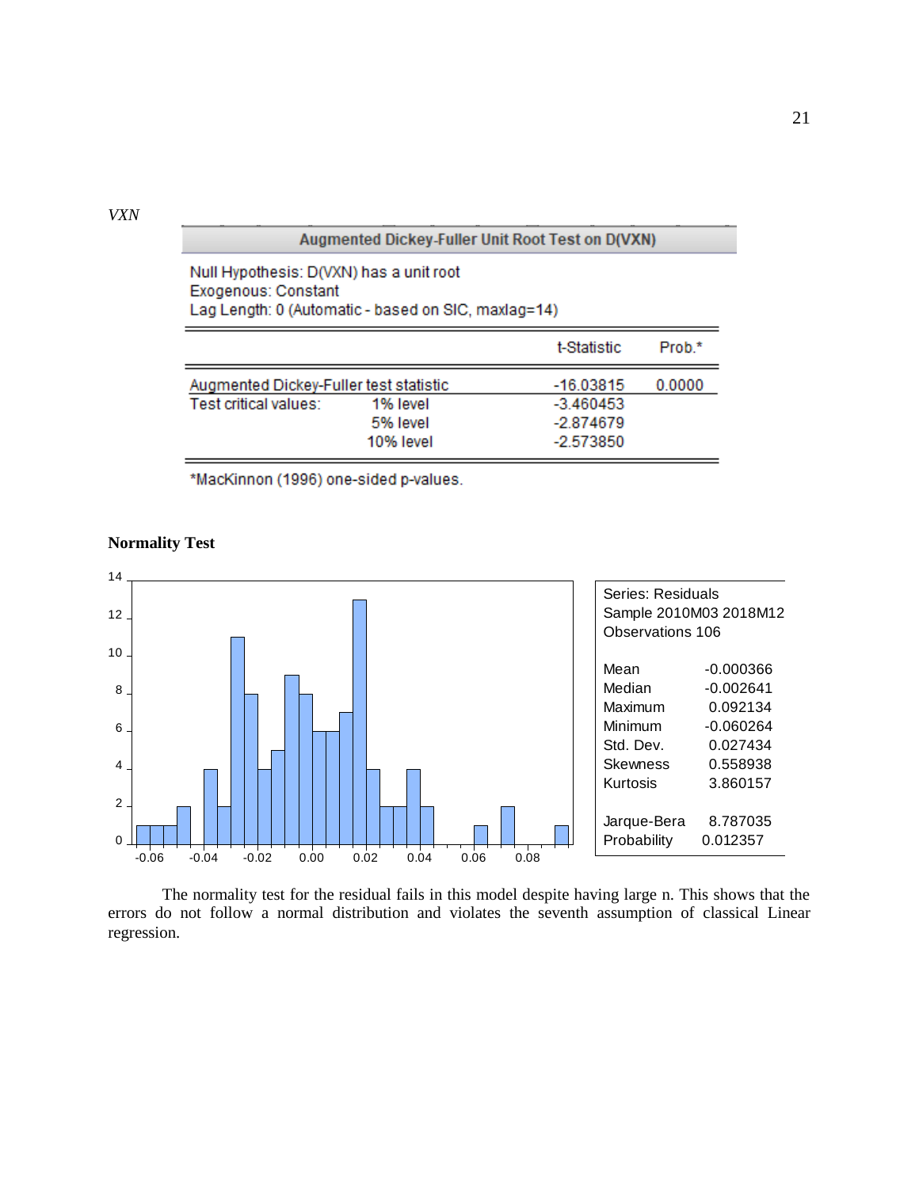*VXN*

**Augmented Dickey-Fuller Unit Root Test on D(VXN)**

Null Hypothesis: D(VXN) has a unit root
Exogenous: Constant
Lag Length: 0 (Automatic - based on SIC, maxlag=14)

| | | t-Statistic | Prob.* |
|---|---|---|---|
| Augmented Dickey-Fuller test statistic | | -16.03815 | 0.0000 |
| Test critical values: | 1% level | -3.460453 | |
| | 5% level | -2.874679 | |
| | 10% level | -2.573850 | |

*MacKinnon (1996) one-sided p-values.

**Normality Test**

| Series: Residuals | |
|---|---|
| Sample 2010M03 2018M12 | |
| Observations 106 | |
| Mean | -0.000366 |
| Median | -0.002641 |
| Maximum | 0.092134 |
| Minimum | -0.060264 |
| Std. Dev. | 0.027434 |
| Skewness | 0.558938 |
| Kurtosis | 3.860157 |
| Jarque-Bera | 8.787035 |
| Probability | 0.012357 |

The normality test for the residual fails in this model despite having large n. This shows that the errors do not follow a normal distribution and violates the seventh assumption of classical Linear regression.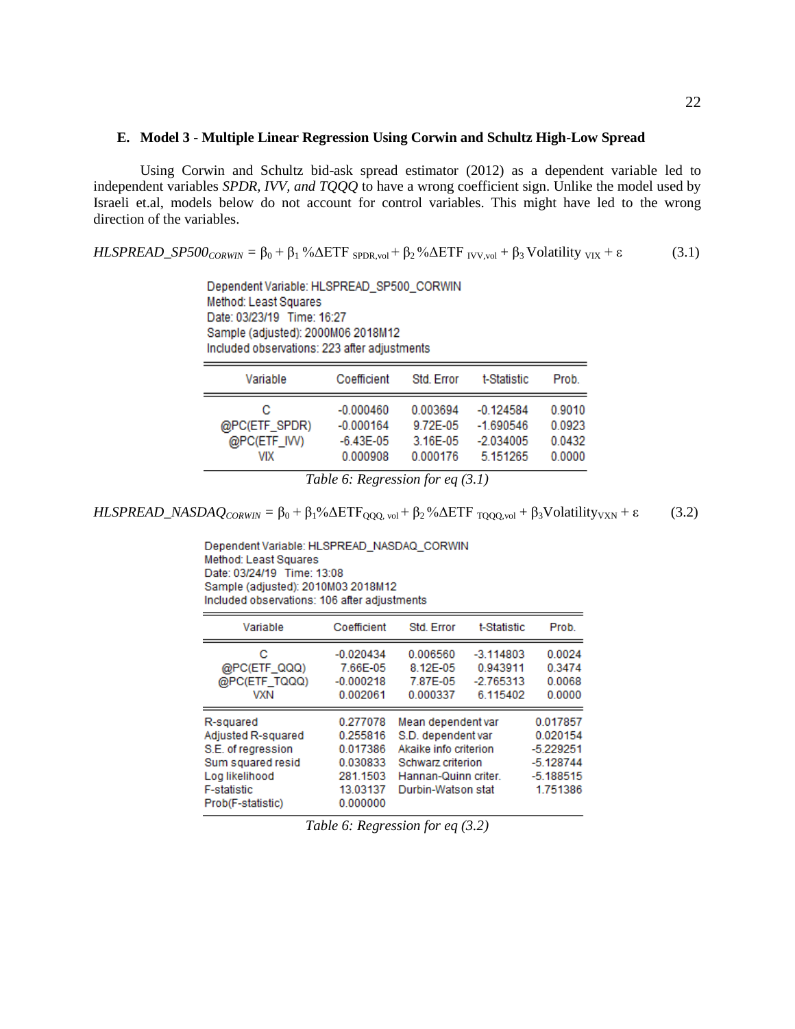### E. Model 3 - Multiple Linear Regression Using Corwin and Schultz High-Low Spread

Using Corwin and Schultz bid-ask spread estimator (2012) as a dependent variable led to independent variables *SPDR, IVV, and TQQQ* to have a wrong coefficient sign. Unlike the model used by Israeli et.al, models below do not account for control variables. This might have led to the wrong direction of the variables.

$$HLSPREAD\_SP500_{CORWIN} = \beta_0 + \beta_1 \%\Delta ETF_{SPDR,vol} + \beta_2 \%\Delta ETF_{IVV,vol} + \beta_3 Volatility_{VIX} + \varepsilon \quad (3.1)$$

Dependent Variable: HLSPREAD_SP500_CORWIN
Method: Least Squares
Date: 03/23/19 Time: 16:27
Sample (adjusted): 2000M06 2018M12
Included observations: 223 after adjustments

| Variable | Coefficient | Std. Error | t-Statistic | Prob. |
|---|---|---|---|---|
| C | -0.000460 | 0.003694 | -0.124584 | 0.9010 |
| @PC(ETF_SPDR) | -0.000164 | 9.72E-05 | -1.690546 | 0.0923 |
| @PC(ETF_IVV) | -6.43E-05 | 3.16E-05 | -2.034005 | 0.0432 |
| VIX | 0.000908 | 0.000176 | 5.151265 | 0.0000 |

*Table 6: Regression for eq (3.1)*

$$HLSPREAD\_NASDAQ_{CORWIN} = \beta_0 + \beta_1 \%\Delta ETF_{QQQ, vol} + \beta_2 \%\Delta ETF_{TQQQ,vol} + \beta_3 Volatility_{VXN} + \varepsilon \quad (3.2)$$

Dependent Variable: HLSPREAD_NASDAQ_CORWIN
Method: Least Squares
Date: 03/24/19 Time: 13:08
Sample (adjusted): 2010M03 2018M12
Included observations: 106 after adjustments

| Variable | Coefficient | Std. Error | t-Statistic | Prob. |
|---|---|---|---|---|
| C | -0.020434 | 0.006560 | -3.114803 | 0.0024 |
| @PC(ETF_QQQ) | 7.66E-05 | 8.12E-05 | 0.943911 | 0.3474 |
| @PC(ETF_TQQQ) | -0.000218 | 7.87E-05 | -2.765313 | 0.0068 |
| VXN | 0.002061 | 0.000337 | 6.115402 | 0.0000 |

| | | | |
|---|---|---|---|
| R-squared | 0.277078 | Mean dependent var | 0.017857 |
| Adjusted R-squared | 0.255816 | S.D. dependent var | 0.020154 |
| S.E. of regression | 0.017386 | Akaike info criterion | -5.229251 |
| Sum squared resid | 0.030833 | Schwarz criterion | -5.128744 |
| Log likelihood | 281.1503 | Hannan-Quinn criter. | -5.188515 |
| F-statistic | 13.03137 | Durbin-Watson stat | 1.751386 |
| Prob(F-statistic) | 0.000000 | | |

*Table 6: Regression for eq (3.2)*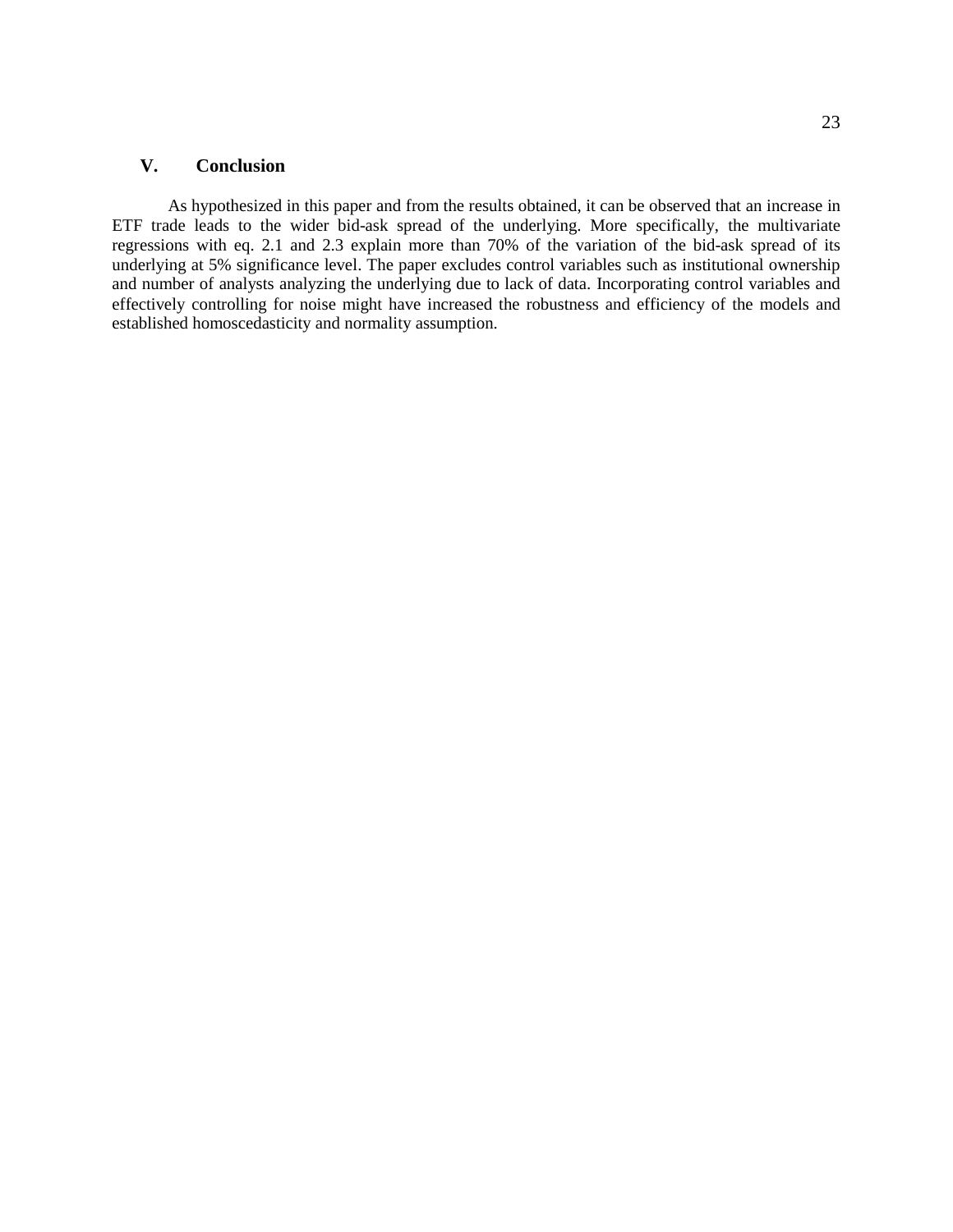## V. Conclusion

As hypothesized in this paper and from the results obtained, it can be observed that an increase in ETF trade leads to the wider bid-ask spread of the underlying. More specifically, the multivariate regressions with eq. 2.1 and 2.3 explain more than 70% of the variation of the bid-ask spread of its underlying at 5% significance level. The paper excludes control variables such as institutional ownership and number of analysts analyzing the underlying due to lack of data. Incorporating control variables and effectively controlling for noise might have increased the robustness and efficiency of the models and established homoscedasticity and normality assumption.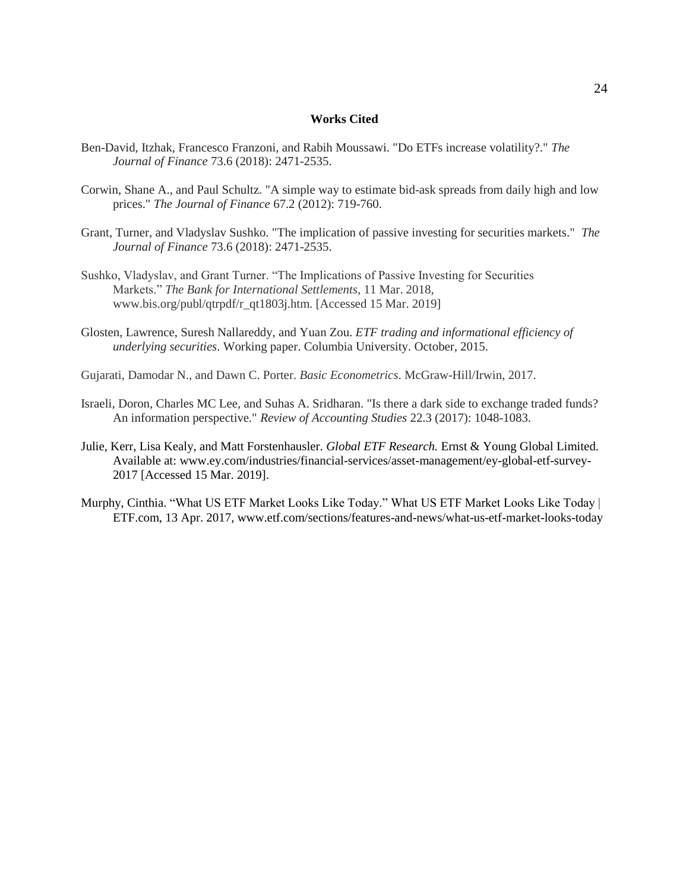**Works Cited**

Ben-David, Itzhak, Francesco Franzoni, and Rabih Moussawi. "Do ETFs increase volatility?." *The Journal of Finance* 73.6 (2018): 2471-2535.

Corwin, Shane A., and Paul Schultz. "A simple way to estimate bid-ask spreads from daily high and low prices." *The Journal of Finance* 67.2 (2012): 719-760.

Grant, Turner, and Vladyslav Sushko. "The implication of passive investing for securities markets." *The Journal of Finance* 73.6 (2018): 2471-2535.

Sushko, Vladyslav, and Grant Turner. "The Implications of Passive Investing for Securities Markets." *The Bank for International Settlements*, 11 Mar. 2018, www.bis.org/publ/qtrpdf/r_qt1803j.htm. [Accessed 15 Mar. 2019]

Glosten, Lawrence, Suresh Nallareddy, and Yuan Zou. *ETF trading and informational efficiency of underlying securities*. Working paper. Columbia University. October, 2015.

Gujarati, Damodar N., and Dawn C. Porter. *Basic Econometrics*. McGraw-Hill/Irwin, 2017.

Israeli, Doron, Charles MC Lee, and Suhas A. Sridharan. "Is there a dark side to exchange traded funds? An information perspective." *Review of Accounting Studies* 22.3 (2017): 1048-1083.

Julie, Kerr, Lisa Kealy, and Matt Forstenhausler. *Global ETF Research.* Ernst & Young Global Limited. Available at: www.ey.com/industries/financial-services/asset-management/ey-global-etf-survey-2017 [Accessed 15 Mar. 2019].

Murphy, Cinthia. "What US ETF Market Looks Like Today." What US ETF Market Looks Like Today | ETF.com, 13 Apr. 2017, www.etf.com/sections/features-and-news/what-us-etf-market-looks-today